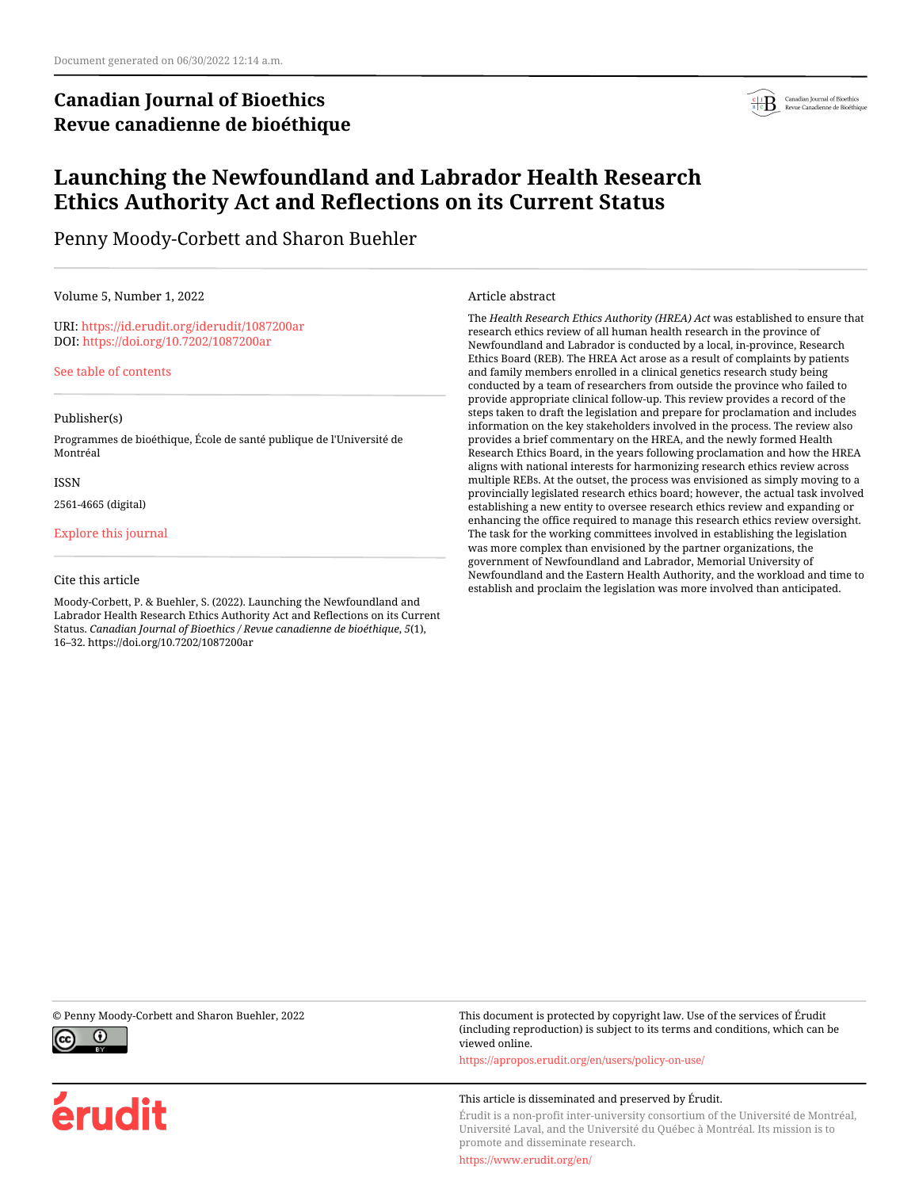Document generated on 06/30/2022 12:14 a.m.

**Canadian Journal of Bioethics**
**Revue canadienne de bioéthique**

# Launching the Newfoundland and Labrador Health Research Ethics Authority Act and Reflections on its Current Status

Penny Moody-Corbett and Sharon Buehler

Volume 5, Number 1, 2022

URI: https://id.erudit.org/iderudit/1087200ar
DOI: https://doi.org/10.7202/1087200ar

See table of contents

Publisher(s)

Programmes de bioéthique, École de santé publique de l'Université de Montréal

ISSN

2561-4665 (digital)

Explore this journal

Cite this article

Moody-Corbett, P. & Buehler, S. (2022). Launching the Newfoundland and Labrador Health Research Ethics Authority Act and Reflections on its Current Status. *Canadian Journal of Bioethics / Revue canadienne de bioéthique*, *5*(1), 16–32. https://doi.org/10.7202/1087200ar

Article abstract

The *Health Research Ethics Authority (HREA) Act* was established to ensure that research ethics review of all human health research in the province of Newfoundland and Labrador is conducted by a local, in-province, Research Ethics Board (REB). The HREA Act arose as a result of complaints by patients and family members enrolled in a clinical genetics research study being conducted by a team of researchers from outside the province who failed to provide appropriate clinical follow-up. This review provides a record of the steps taken to draft the legislation and prepare for proclamation and includes information on the key stakeholders involved in the process. The review also provides a brief commentary on the HREA, and the newly formed Health Research Ethics Board, in the years following proclamation and how the HREA aligns with national interests for harmonizing research ethics review across multiple REBs. At the outset, the process was envisioned as simply moving to a provincially legislated research ethics board; however, the actual task involved establishing a new entity to oversee research ethics review and expanding or enhancing the office required to manage this research ethics review oversight. The task for the working committees involved in establishing the legislation was more complex than envisioned by the partner organizations, the government of Newfoundland and Labrador, Memorial University of Newfoundland and the Eastern Health Authority, and the workload and time to establish and proclaim the legislation was more involved than anticipated.

© Penny Moody-Corbett and Sharon Buehler, 2022

This document is protected by copyright law. Use of the services of Érudit (including reproduction) is subject to its terms and conditions, which can be viewed online.

https://apropos.erudit.org/en/users/policy-on-use/

This article is disseminated and preserved by Érudit.

Érudit is a non-profit inter-university consortium of the Université de Montréal, Université Laval, and the Université du Québec à Montréal. Its mission is to promote and disseminate research.

https://www.erudit.org/en/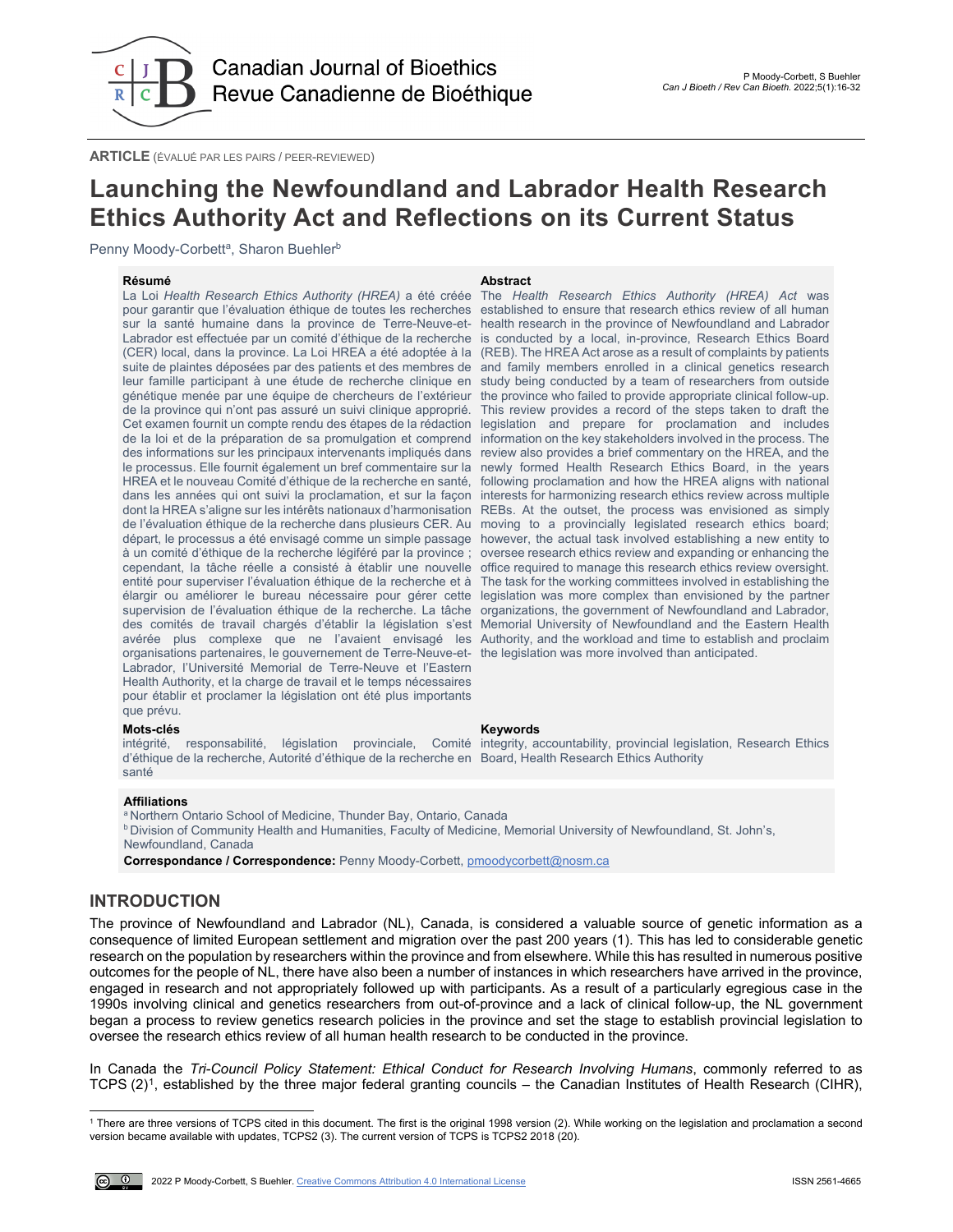**ARTICLE** (ÉVALUÉ PAR LES PAIRS / PEER-REVIEWED)

# Launching the Newfoundland and Labrador Health Research Ethics Authority Act and Reflections on its Current Status

Penny Moody-Corbett[a], Sharon Buehler[b]

**Résumé**

La Loi *Health Research Ethics Authority (HREA)* a été créée pour garantir que l'évaluation éthique de toutes les recherches sur la santé humaine dans la province de Terre-Neuve-et-Labrador est effectuée par un comité d'éthique de la recherche (CER) local, dans la province. La Loi HREA a été adoptée à la suite de plaintes déposées par des patients et des membres de leur famille participant à une étude de recherche clinique en génétique menée par une équipe de chercheurs de l'extérieur de la province qui n'ont pas assuré un suivi clinique approprié. Cet examen fournit un compte rendu des étapes de la rédaction de la loi et de la préparation de sa promulgation et comprend des informations sur les principaux intervenants impliqués dans le processus. Elle fournit également un bref commentaire sur la HREA et le nouveau Comité d'éthique de la recherche en santé, dans les années qui ont suivi la proclamation, et sur la façon dont la HREA s'aligne sur les intérêts nationaux d'harmonisation de l'évaluation éthique de la recherche dans plusieurs CER. Au départ, le processus a été envisagé comme un simple passage à un comité d'éthique de la recherche légiféré par la province ; cependant, la tâche réelle a consisté à établir une nouvelle entité pour superviser l'évaluation éthique de la recherche et à élargir ou améliorer le bureau nécessaire pour gérer cette supervision de l'évaluation éthique de la recherche. La tâche des comités de travail chargés d'établir la législation s'est avérée plus complexe que ne l'avaient envisagé les organisations partenaires, le gouvernement de Terre-Neuve-et-Labrador, l'Université Memorial de Terre-Neuve et l'Eastern Health Authority, et la charge de travail et le temps nécessaires pour établir et proclamer la législation ont été plus importants que prévu.

**Mots-clés**

intégrité, responsabilité, législation provinciale, Comité d'éthique de la recherche, Autorité d'éthique de la recherche en santé

**Abstract**

The *Health Research Ethics Authority (HREA) Act* was established to ensure that research ethics review of all human health research in the province of Newfoundland and Labrador is conducted by a local, in-province, Research Ethics Board (REB). The HREA Act arose as a result of complaints by patients and family members enrolled in a clinical genetics research study being conducted by a team of researchers from outside the province who failed to provide appropriate clinical follow-up. This review provides a record of the steps taken to draft the legislation and prepare for proclamation and includes information on the key stakeholders involved in the process. The review also provides a brief commentary on the HREA, and the newly formed Health Research Ethics Board, in the years following proclamation and how the HREA aligns with national interests for harmonizing research ethics review across multiple REBs. At the outset, the process was envisioned as simply moving to a provincially legislated research ethics board; however, the actual task involved establishing a new entity to oversee research ethics review and expanding or enhancing the office required to manage this research ethics review oversight. The task for the working committees involved in establishing the legislation was more complex than envisioned by the partner organizations, the government of Newfoundland and Labrador, Memorial University of Newfoundland and the Eastern Health Authority, and the workload and time to establish and proclaim the legislation was more involved than anticipated.

**Keywords**

integrity, accountability, provincial legislation, Research Ethics Board, Health Research Ethics Authority

**Affiliations**

[a] Northern Ontario School of Medicine, Thunder Bay, Ontario, Canada
[b] Division of Community Health and Humanities, Faculty of Medicine, Memorial University of Newfoundland, St. John's, Newfoundland, Canada

**Correspondance / Correspondence:** Penny Moody-Corbett, pmoodycorbett@nosm.ca

## INTRODUCTION

The province of Newfoundland and Labrador (NL), Canada, is considered a valuable source of genetic information as a consequence of limited European settlement and migration over the past 200 years (1). This has led to considerable genetic research on the population by researchers within the province and from elsewhere. While this has resulted in numerous positive outcomes for the people of NL, there have also been a number of instances in which researchers have arrived in the province, engaged in research and not appropriately followed up with participants. As a result of a particularly egregious case in the 1990s involving clinical and genetics researchers from out-of-province and a lack of clinical follow-up, the NL government began a process to review genetics research policies in the province and set the stage to establish provincial legislation to oversee the research ethics review of all human health research to be conducted in the province.

In Canada the *Tri-Council Policy Statement: Ethical Conduct for Research Involving Humans*, commonly referred to as TCPS (2)[1], established by the three major federal granting councils – the Canadian Institutes of Health Research (CIHR),

[1] There are three versions of TCPS cited in this document. The first is the original 1998 version (2). While working on the legislation and proclamation a second version became available with updates, TCPS2 (3). The current version of TCPS is TCPS2 2018 (20).

2022 P Moody-Corbett, S Buehler. Creative Commons Attribution 4.0 International License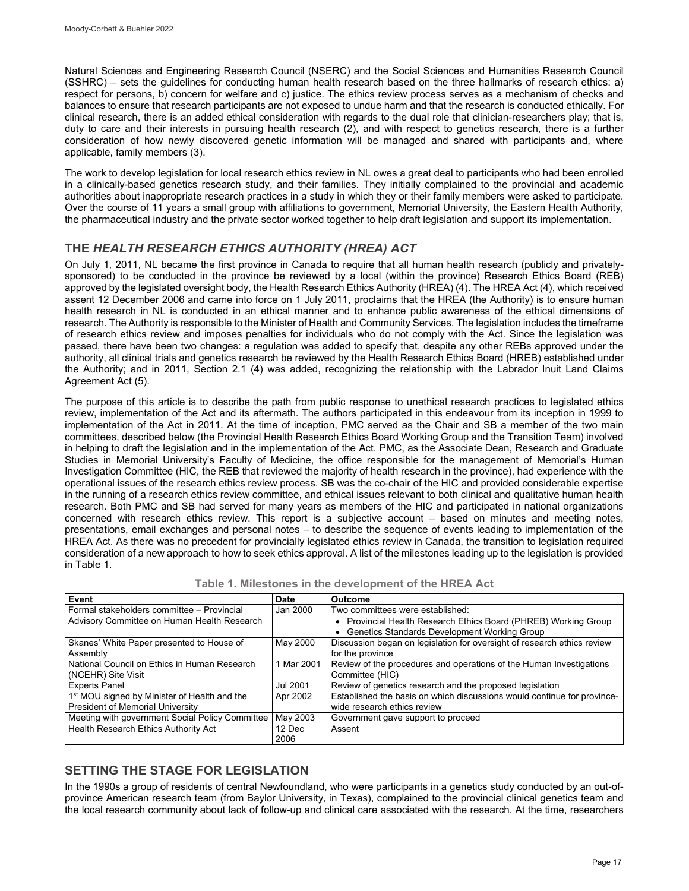Natural Sciences and Engineering Research Council (NSERC) and the Social Sciences and Humanities Research Council (SSHRC) – sets the guidelines for conducting human health research based on the three hallmarks of research ethics: a) respect for persons, b) concern for welfare and c) justice. The ethics review process serves as a mechanism of checks and balances to ensure that research participants are not exposed to undue harm and that the research is conducted ethically. For clinical research, there is an added ethical consideration with regards to the dual role that clinician-researchers play; that is, duty to care and their interests in pursuing health research (2), and with respect to genetics research, there is a further consideration of how newly discovered genetic information will be managed and shared with participants and, where applicable, family members (3).

The work to develop legislation for local research ethics review in NL owes a great deal to participants who had been enrolled in a clinically-based genetics research study, and their families. They initially complained to the provincial and academic authorities about inappropriate research practices in a study in which they or their family members were asked to participate. Over the course of 11 years a small group with affiliations to government, Memorial University, the Eastern Health Authority, the pharmaceutical industry and the private sector worked together to help draft legislation and support its implementation.

## THE *HEALTH RESEARCH ETHICS AUTHORITY (HREA) ACT*

On July 1, 2011, NL became the first province in Canada to require that all human health research (publicly and privately-sponsored) to be conducted in the province be reviewed by a local (within the province) Research Ethics Board (REB) approved by the legislated oversight body, the Health Research Ethics Authority (HREA) (4). The HREA Act (4), which received assent 12 December 2006 and came into force on 1 July 2011, proclaims that the HREA (the Authority) is to ensure human health research in NL is conducted in an ethical manner and to enhance public awareness of the ethical dimensions of research. The Authority is responsible to the Minister of Health and Community Services. The legislation includes the timeframe of research ethics review and imposes penalties for individuals who do not comply with the Act. Since the legislation was passed, there have been two changes: a regulation was added to specify that, despite any other REBs approved under the authority, all clinical trials and genetics research be reviewed by the Health Research Ethics Board (HREB) established under the Authority; and in 2011, Section 2.1 (4) was added, recognizing the relationship with the Labrador Inuit Land Claims Agreement Act (5).

The purpose of this article is to describe the path from public response to unethical research practices to legislated ethics review, implementation of the Act and its aftermath. The authors participated in this endeavour from its inception in 1999 to implementation of the Act in 2011. At the time of inception, PMC served as the Chair and SB a member of the two main committees, described below (the Provincial Health Research Ethics Board Working Group and the Transition Team) involved in helping to draft the legislation and in the implementation of the Act. PMC, as the Associate Dean, Research and Graduate Studies in Memorial University's Faculty of Medicine, the office responsible for the management of Memorial's Human Investigation Committee (HIC, the REB that reviewed the majority of health research in the province), had experience with the operational issues of the research ethics review process. SB was the co-chair of the HIC and provided considerable expertise in the running of a research ethics review committee, and ethical issues relevant to both clinical and qualitative human health research. Both PMC and SB had served for many years as members of the HIC and participated in national organizations concerned with research ethics review. This report is a subjective account – based on minutes and meeting notes, presentations, email exchanges and personal notes – to describe the sequence of events leading to implementation of the HREA Act. As there was no precedent for provincially legislated ethics review in Canada, the transition to legislation required consideration of a new approach to how to seek ethics approval. A list of the milestones leading up to the legislation is provided in Table 1.

**Table 1. Milestones in the development of the HREA Act**

| Event | Date | Outcome |
|---|---|---|
| Formal stakeholders committee – Provincial Advisory Committee on Human Health Research | Jan 2000 | Two committees were established:<br>• Provincial Health Research Ethics Board (PHREB) Working Group<br>• Genetics Standards Development Working Group |
| Skanes' White Paper presented to House of Assembly | May 2000 | Discussion began on legislation for oversight of research ethics review for the province |
| National Council on Ethics in Human Research (NCEHR) Site Visit | 1 Mar 2001 | Review of the procedures and operations of the Human Investigations Committee (HIC) |
| Experts Panel | Jul 2001 | Review of genetics research and the proposed legislation |
| 1st MOU signed by Minister of Health and the President of Memorial University | Apr 2002 | Established the basis on which discussions would continue for province-wide research ethics review |
| Meeting with government Social Policy Committee | May 2003 | Government gave support to proceed |
| Health Research Ethics Authority Act | 12 Dec 2006 | Assent |

## SETTING THE STAGE FOR LEGISLATION

In the 1990s a group of residents of central Newfoundland, who were participants in a genetics study conducted by an out-of-province American research team (from Baylor University, in Texas), complained to the provincial clinical genetics team and the local research community about lack of follow-up and clinical care associated with the research. At the time, researchers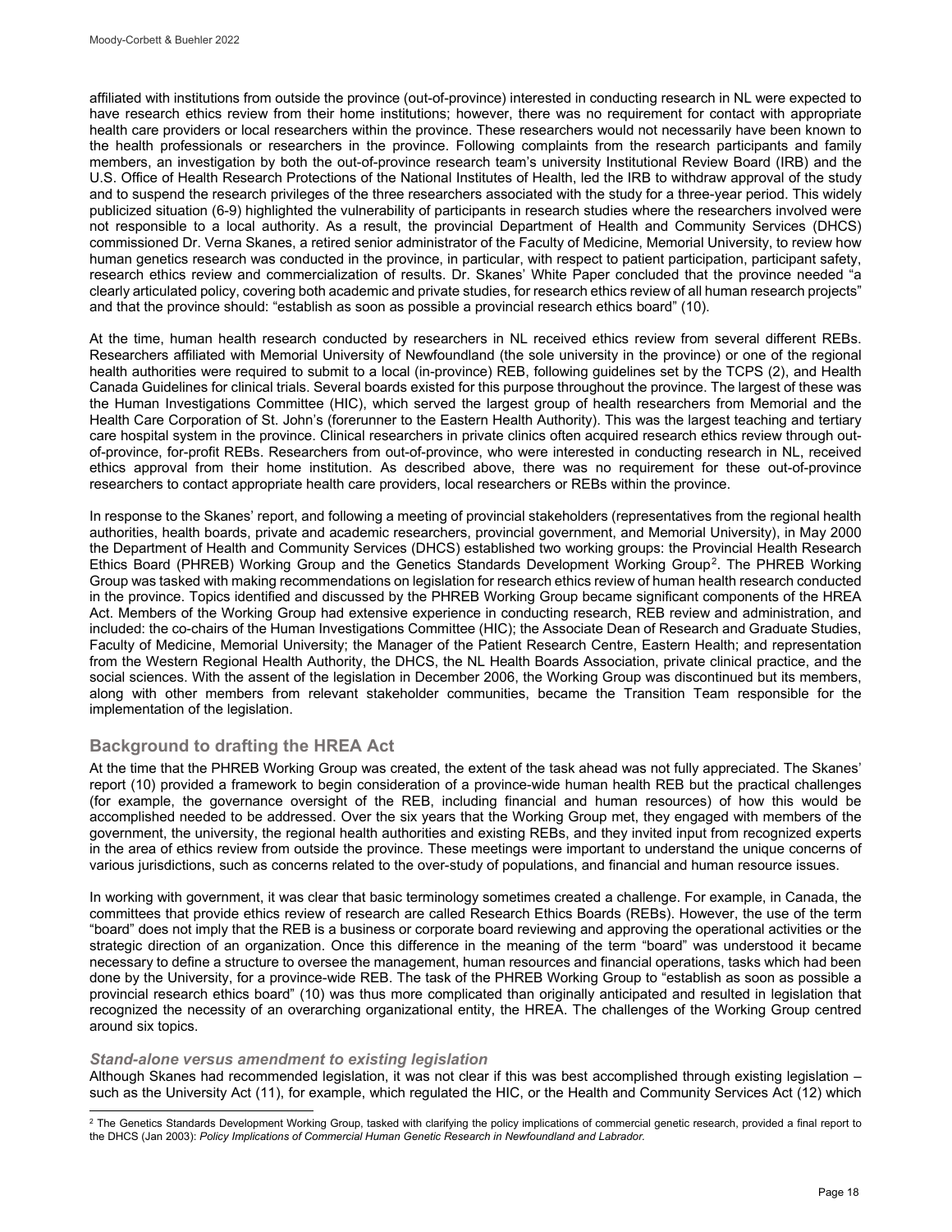affiliated with institutions from outside the province (out-of-province) interested in conducting research in NL were expected to have research ethics review from their home institutions; however, there was no requirement for contact with appropriate health care providers or local researchers within the province. These researchers would not necessarily have been known to the health professionals or researchers in the province. Following complaints from the research participants and family members, an investigation by both the out-of-province research team's university Institutional Review Board (IRB) and the U.S. Office of Health Research Protections of the National Institutes of Health, led the IRB to withdraw approval of the study and to suspend the research privileges of the three researchers associated with the study for a three-year period. This widely publicized situation (6-9) highlighted the vulnerability of participants in research studies where the researchers involved were not responsible to a local authority. As a result, the provincial Department of Health and Community Services (DHCS) commissioned Dr. Verna Skanes, a retired senior administrator of the Faculty of Medicine, Memorial University, to review how human genetics research was conducted in the province, in particular, with respect to patient participation, participant safety, research ethics review and commercialization of results. Dr. Skanes' White Paper concluded that the province needed "a clearly articulated policy, covering both academic and private studies, for research ethics review of all human research projects" and that the province should: "establish as soon as possible a provincial research ethics board" (10).

At the time, human health research conducted by researchers in NL received ethics review from several different REBs. Researchers affiliated with Memorial University of Newfoundland (the sole university in the province) or one of the regional health authorities were required to submit to a local (in-province) REB, following guidelines set by the TCPS (2), and Health Canada Guidelines for clinical trials. Several boards existed for this purpose throughout the province. The largest of these was the Human Investigations Committee (HIC), which served the largest group of health researchers from Memorial and the Health Care Corporation of St. John's (forerunner to the Eastern Health Authority). This was the largest teaching and tertiary care hospital system in the province. Clinical researchers in private clinics often acquired research ethics review through out-of-province, for-profit REBs. Researchers from out-of-province, who were interested in conducting research in NL, received ethics approval from their home institution. As described above, there was no requirement for these out-of-province researchers to contact appropriate health care providers, local researchers or REBs within the province.

In response to the Skanes' report, and following a meeting of provincial stakeholders (representatives from the regional health authorities, health boards, private and academic researchers, provincial government, and Memorial University), in May 2000 the Department of Health and Community Services (DHCS) established two working groups: the Provincial Health Research Ethics Board (PHREB) Working Group and the Genetics Standards Development Working Group[2]. The PHREB Working Group was tasked with making recommendations on legislation for research ethics review of human health research conducted in the province. Topics identified and discussed by the PHREB Working Group became significant components of the HREA Act. Members of the Working Group had extensive experience in conducting research, REB review and administration, and included: the co-chairs of the Human Investigations Committee (HIC); the Associate Dean of Research and Graduate Studies, Faculty of Medicine, Memorial University; the Manager of the Patient Research Centre, Eastern Health; and representation from the Western Regional Health Authority, the DHCS, the NL Health Boards Association, private clinical practice, and the social sciences. With the assent of the legislation in December 2006, the Working Group was discontinued but its members, along with other members from relevant stakeholder communities, became the Transition Team responsible for the implementation of the legislation.

## Background to drafting the HREA Act

At the time that the PHREB Working Group was created, the extent of the task ahead was not fully appreciated. The Skanes' report (10) provided a framework to begin consideration of a province-wide human health REB but the practical challenges (for example, the governance oversight of the REB, including financial and human resources) of how this would be accomplished needed to be addressed. Over the six years that the Working Group met, they engaged with members of the government, the university, the regional health authorities and existing REBs, and they invited input from recognized experts in the area of ethics review from outside the province. These meetings were important to understand the unique concerns of various jurisdictions, such as concerns related to the over-study of populations, and financial and human resource issues.

In working with government, it was clear that basic terminology sometimes created a challenge. For example, in Canada, the committees that provide ethics review of research are called Research Ethics Boards (REBs). However, the use of the term "board" does not imply that the REB is a business or corporate board reviewing and approving the operational activities or the strategic direction of an organization. Once this difference in the meaning of the term "board" was understood it became necessary to define a structure to oversee the management, human resources and financial operations, tasks which had been done by the University, for a province-wide REB. The task of the PHREB Working Group to "establish as soon as possible a provincial research ethics board" (10) was thus more complicated than originally anticipated and resulted in legislation that recognized the necessity of an overarching organizational entity, the HREA. The challenges of the Working Group centred around six topics.

### *Stand-alone versus amendment to existing legislation*

Although Skanes had recommended legislation, it was not clear if this was best accomplished through existing legislation – such as the University Act (11), for example, which regulated the HIC, or the Health and Community Services Act (12) which

[2] The Genetics Standards Development Working Group, tasked with clarifying the policy implications of commercial genetic research, provided a final report to the DHCS (Jan 2003): *Policy Implications of Commercial Human Genetic Research in Newfoundland and Labrador.*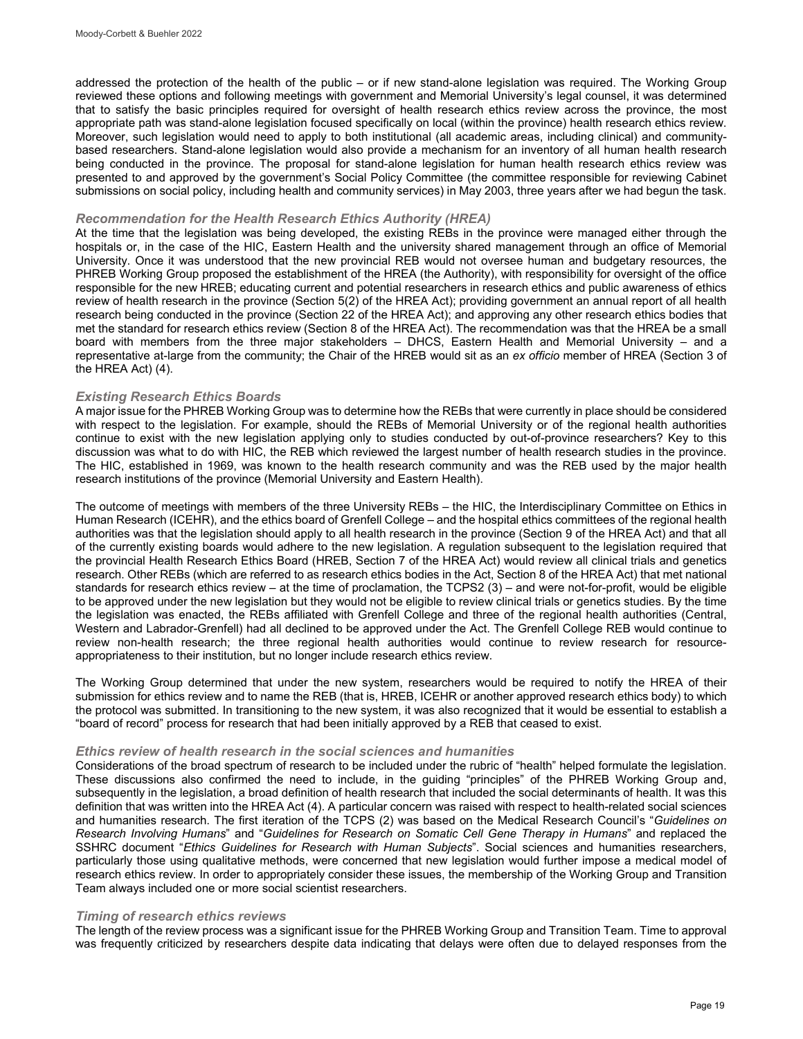addressed the protection of the health of the public – or if new stand-alone legislation was required. The Working Group reviewed these options and following meetings with government and Memorial University's legal counsel, it was determined that to satisfy the basic principles required for oversight of health research ethics review across the province, the most appropriate path was stand-alone legislation focused specifically on local (within the province) health research ethics review. Moreover, such legislation would need to apply to both institutional (all academic areas, including clinical) and community-based researchers. Stand-alone legislation would also provide a mechanism for an inventory of all human health research being conducted in the province. The proposal for stand-alone legislation for human health research ethics review was presented to and approved by the government's Social Policy Committee (the committee responsible for reviewing Cabinet submissions on social policy, including health and community services) in May 2003, three years after we had begun the task.

### *Recommendation for the Health Research Ethics Authority (HREA)*

At the time that the legislation was being developed, the existing REBs in the province were managed either through the hospitals or, in the case of the HIC, Eastern Health and the university shared management through an office of Memorial University. Once it was understood that the new provincial REB would not oversee human and budgetary resources, the PHREB Working Group proposed the establishment of the HREA (the Authority), with responsibility for oversight of the office responsible for the new HREB; educating current and potential researchers in research ethics and public awareness of ethics review of health research in the province (Section 5(2) of the HREA Act); providing government an annual report of all health research being conducted in the province (Section 22 of the HREA Act); and approving any other research ethics bodies that met the standard for research ethics review (Section 8 of the HREA Act). The recommendation was that the HREA be a small board with members from the three major stakeholders – DHCS, Eastern Health and Memorial University – and a representative at-large from the community; the Chair of the HREB would sit as an *ex officio* member of HREA (Section 3 of the HREA Act) (4).

### *Existing Research Ethics Boards*

A major issue for the PHREB Working Group was to determine how the REBs that were currently in place should be considered with respect to the legislation. For example, should the REBs of Memorial University or of the regional health authorities continue to exist with the new legislation applying only to studies conducted by out-of-province researchers? Key to this discussion was what to do with HIC, the REB which reviewed the largest number of health research studies in the province. The HIC, established in 1969, was known to the health research community and was the REB used by the major health research institutions of the province (Memorial University and Eastern Health).

The outcome of meetings with members of the three University REBs – the HIC, the Interdisciplinary Committee on Ethics in Human Research (ICEHR), and the ethics board of Grenfell College – and the hospital ethics committees of the regional health authorities was that the legislation should apply to all health research in the province (Section 9 of the HREA Act) and that all of the currently existing boards would adhere to the new legislation. A regulation subsequent to the legislation required that the provincial Health Research Ethics Board (HREB, Section 7 of the HREA Act) would review all clinical trials and genetics research. Other REBs (which are referred to as research ethics bodies in the Act, Section 8 of the HREA Act) that met national standards for research ethics review – at the time of proclamation, the TCPS2 (3) – and were not-for-profit, would be eligible to be approved under the new legislation but they would not be eligible to review clinical trials or genetics studies. By the time the legislation was enacted, the REBs affiliated with Grenfell College and three of the regional health authorities (Central, Western and Labrador-Grenfell) had all declined to be approved under the Act. The Grenfell College REB would continue to review non-health research; the three regional health authorities would continue to review research for resource-appropriateness to their institution, but no longer include research ethics review.

The Working Group determined that under the new system, researchers would be required to notify the HREA of their submission for ethics review and to name the REB (that is, HREB, ICEHR or another approved research ethics body) to which the protocol was submitted. In transitioning to the new system, it was also recognized that it would be essential to establish a "board of record" process for research that had been initially approved by a REB that ceased to exist.

### *Ethics review of health research in the social sciences and humanities*

Considerations of the broad spectrum of research to be included under the rubric of "health" helped formulate the legislation. These discussions also confirmed the need to include, in the guiding "principles" of the PHREB Working Group and, subsequently in the legislation, a broad definition of health research that included the social determinants of health. It was this definition that was written into the HREA Act (4). A particular concern was raised with respect to health-related social sciences and humanities research. The first iteration of the TCPS (2) was based on the Medical Research Council's "*Guidelines on Research Involving Humans*" and "*Guidelines for Research on Somatic Cell Gene Therapy in Humans*" and replaced the SSHRC document "*Ethics Guidelines for Research with Human Subjects*". Social sciences and humanities researchers, particularly those using qualitative methods, were concerned that new legislation would further impose a medical model of research ethics review. In order to appropriately consider these issues, the membership of the Working Group and Transition Team always included one or more social scientist researchers.

### *Timing of research ethics reviews*

The length of the review process was a significant issue for the PHREB Working Group and Transition Team. Time to approval was frequently criticized by researchers despite data indicating that delays were often due to delayed responses from the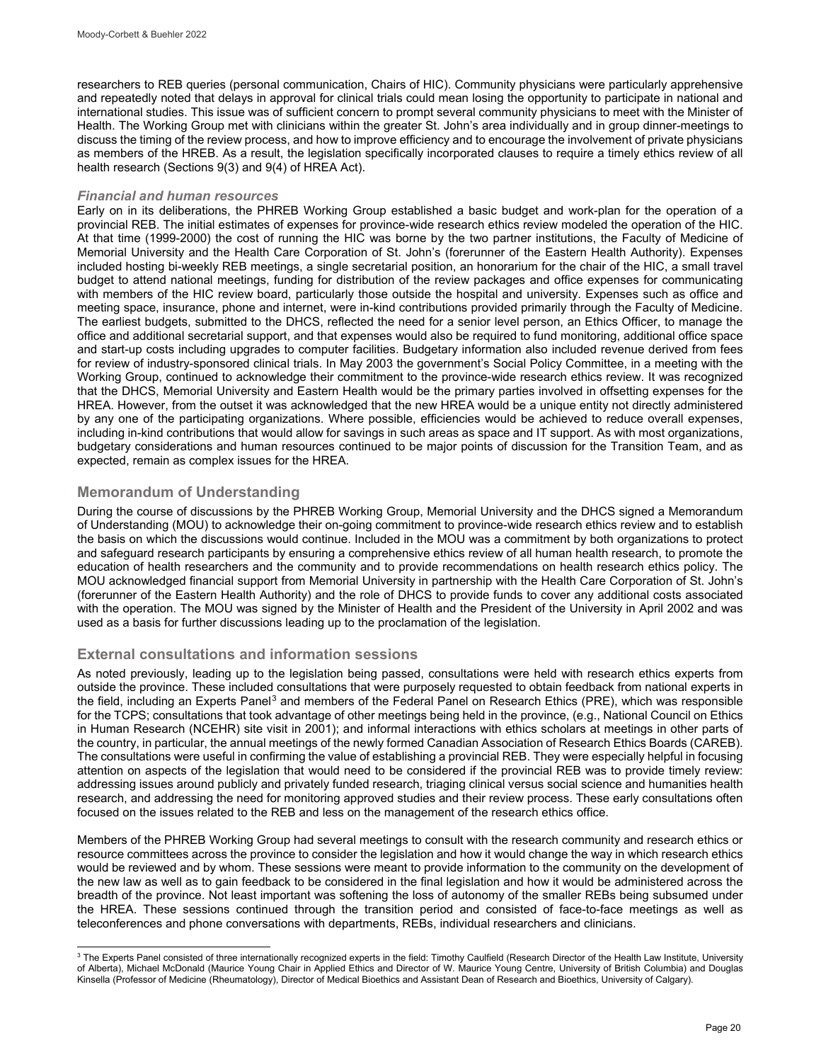researchers to REB queries (personal communication, Chairs of HIC). Community physicians were particularly apprehensive and repeatedly noted that delays in approval for clinical trials could mean losing the opportunity to participate in national and international studies. This issue was of sufficient concern to prompt several community physicians to meet with the Minister of Health. The Working Group met with clinicians within the greater St. John's area individually and in group dinner-meetings to discuss the timing of the review process, and how to improve efficiency and to encourage the involvement of private physicians as members of the HREB. As a result, the legislation specifically incorporated clauses to require a timely ethics review of all health research (Sections 9(3) and 9(4) of HREA Act).

### *Financial and human resources*

Early on in its deliberations, the PHREB Working Group established a basic budget and work-plan for the operation of a provincial REB. The initial estimates of expenses for province-wide research ethics review modeled the operation of the HIC. At that time (1999-2000) the cost of running the HIC was borne by the two partner institutions, the Faculty of Medicine of Memorial University and the Health Care Corporation of St. John's (forerunner of the Eastern Health Authority). Expenses included hosting bi-weekly REB meetings, a single secretarial position, an honorarium for the chair of the HIC, a small travel budget to attend national meetings, funding for distribution of the review packages and office expenses for communicating with members of the HIC review board, particularly those outside the hospital and university. Expenses such as office and meeting space, insurance, phone and internet, were in-kind contributions provided primarily through the Faculty of Medicine. The earliest budgets, submitted to the DHCS, reflected the need for a senior level person, an Ethics Officer, to manage the office and additional secretarial support, and that expenses would also be required to fund monitoring, additional office space and start-up costs including upgrades to computer facilities. Budgetary information also included revenue derived from fees for review of industry-sponsored clinical trials. In May 2003 the government's Social Policy Committee, in a meeting with the Working Group, continued to acknowledge their commitment to the province-wide research ethics review. It was recognized that the DHCS, Memorial University and Eastern Health would be the primary parties involved in offsetting expenses for the HREA. However, from the outset it was acknowledged that the new HREA would be a unique entity not directly administered by any one of the participating organizations. Where possible, efficiencies would be achieved to reduce overall expenses, including in-kind contributions that would allow for savings in such areas as space and IT support. As with most organizations, budgetary considerations and human resources continued to be major points of discussion for the Transition Team, and as expected, remain as complex issues for the HREA.

## Memorandum of Understanding

During the course of discussions by the PHREB Working Group, Memorial University and the DHCS signed a Memorandum of Understanding (MOU) to acknowledge their on-going commitment to province-wide research ethics review and to establish the basis on which the discussions would continue. Included in the MOU was a commitment by both organizations to protect and safeguard research participants by ensuring a comprehensive ethics review of all human health research, to promote the education of health researchers and the community and to provide recommendations on health research ethics policy. The MOU acknowledged financial support from Memorial University in partnership with the Health Care Corporation of St. John's (forerunner of the Eastern Health Authority) and the role of DHCS to provide funds to cover any additional costs associated with the operation. The MOU was signed by the Minister of Health and the President of the University in April 2002 and was used as a basis for further discussions leading up to the proclamation of the legislation.

## External consultations and information sessions

As noted previously, leading up to the legislation being passed, consultations were held with research ethics experts from outside the province. These included consultations that were purposely requested to obtain feedback from national experts in the field, including an Experts Panel[3] and members of the Federal Panel on Research Ethics (PRE), which was responsible for the TCPS; consultations that took advantage of other meetings being held in the province, (e.g., National Council on Ethics in Human Research (NCEHR) site visit in 2001); and informal interactions with ethics scholars at meetings in other parts of the country, in particular, the annual meetings of the newly formed Canadian Association of Research Ethics Boards (CAREB). The consultations were useful in confirming the value of establishing a provincial REB. They were especially helpful in focusing attention on aspects of the legislation that would need to be considered if the provincial REB was to provide timely review: addressing issues around publicly and privately funded research, triaging clinical versus social science and humanities health research, and addressing the need for monitoring approved studies and their review process. These early consultations often focused on the issues related to the REB and less on the management of the research ethics office.

Members of the PHREB Working Group had several meetings to consult with the research community and research ethics or resource committees across the province to consider the legislation and how it would change the way in which research ethics would be reviewed and by whom. These sessions were meant to provide information to the community on the development of the new law as well as to gain feedback to be considered in the final legislation and how it would be administered across the breadth of the province. Not least important was softening the loss of autonomy of the smaller REBs being subsumed under the HREA. These sessions continued through the transition period and consisted of face-to-face meetings as well as teleconferences and phone conversations with departments, REBs, individual researchers and clinicians.

---

[3] The Experts Panel consisted of three internationally recognized experts in the field: Timothy Caulfield (Research Director of the Health Law Institute, University of Alberta), Michael McDonald (Maurice Young Chair in Applied Ethics and Director of W. Maurice Young Centre, University of British Columbia) and Douglas Kinsella (Professor of Medicine (Rheumatology), Director of Medical Bioethics and Assistant Dean of Research and Bioethics, University of Calgary).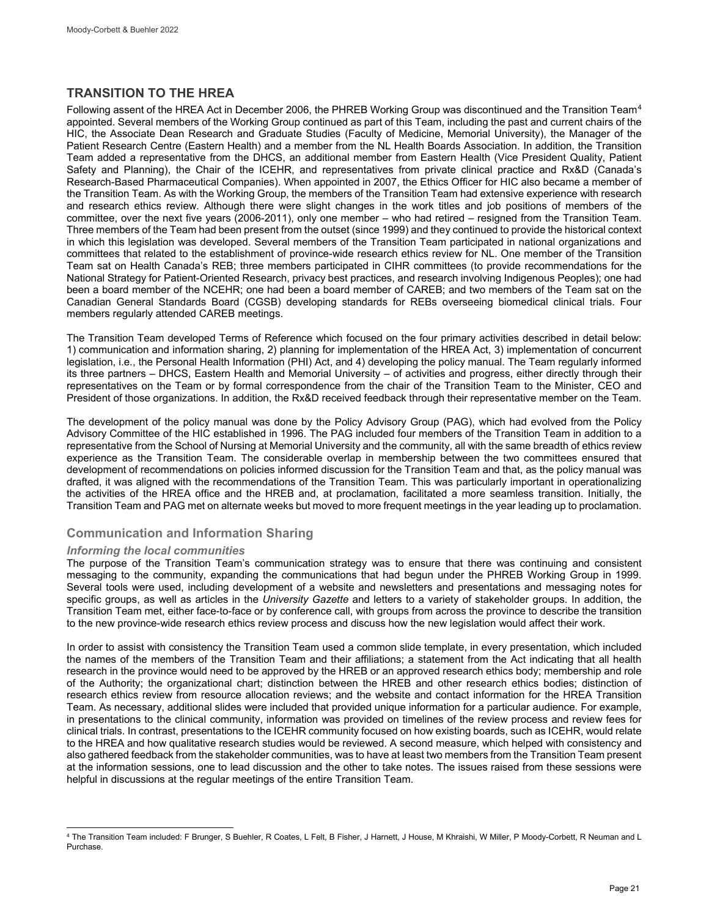## TRANSITION TO THE HREA

Following assent of the HREA Act in December 2006, the PHREB Working Group was discontinued and the Transition Team[4] appointed. Several members of the Working Group continued as part of this Team, including the past and current chairs of the HIC, the Associate Dean Research and Graduate Studies (Faculty of Medicine, Memorial University), the Manager of the Patient Research Centre (Eastern Health) and a member from the NL Health Boards Association. In addition, the Transition Team added a representative from the DHCS, an additional member from Eastern Health (Vice President Quality, Patient Safety and Planning), the Chair of the ICEHR, and representatives from private clinical practice and Rx&D (Canada's Research-Based Pharmaceutical Companies). When appointed in 2007, the Ethics Officer for HIC also became a member of the Transition Team. As with the Working Group, the members of the Transition Team had extensive experience with research and research ethics review. Although there were slight changes in the work titles and job positions of members of the committee, over the next five years (2006-2011), only one member – who had retired – resigned from the Transition Team. Three members of the Team had been present from the outset (since 1999) and they continued to provide the historical context in which this legislation was developed. Several members of the Transition Team participated in national organizations and committees that related to the establishment of province-wide research ethics review for NL. One member of the Transition Team sat on Health Canada's REB; three members participated in CIHR committees (to provide recommendations for the National Strategy for Patient-Oriented Research, privacy best practices, and research involving Indigenous Peoples); one had been a board member of the NCEHR; one had been a board member of CAREB; and two members of the Team sat on the Canadian General Standards Board (CGSB) developing standards for REBs overseeing biomedical clinical trials. Four members regularly attended CAREB meetings.

The Transition Team developed Terms of Reference which focused on the four primary activities described in detail below: 1) communication and information sharing, 2) planning for implementation of the HREA Act, 3) implementation of concurrent legislation, i.e., the Personal Health Information (PHI) Act, and 4) developing the policy manual. The Team regularly informed its three partners – DHCS, Eastern Health and Memorial University – of activities and progress, either directly through their representatives on the Team or by formal correspondence from the chair of the Transition Team to the Minister, CEO and President of those organizations. In addition, the Rx&D received feedback through their representative member on the Team.

The development of the policy manual was done by the Policy Advisory Group (PAG), which had evolved from the Policy Advisory Committee of the HIC established in 1996. The PAG included four members of the Transition Team in addition to a representative from the School of Nursing at Memorial University and the community, all with the same breadth of ethics review experience as the Transition Team. The considerable overlap in membership between the two committees ensured that development of recommendations on policies informed discussion for the Transition Team and that, as the policy manual was drafted, it was aligned with the recommendations of the Transition Team. This was particularly important in operationalizing the activities of the HREA office and the HREB and, at proclamation, facilitated a more seamless transition. Initially, the Transition Team and PAG met on alternate weeks but moved to more frequent meetings in the year leading up to proclamation.

### Communication and Information Sharing

#### *Informing the local communities*

The purpose of the Transition Team's communication strategy was to ensure that there was continuing and consistent messaging to the community, expanding the communications that had begun under the PHREB Working Group in 1999. Several tools were used, including development of a website and newsletters and presentations and messaging notes for specific groups, as well as articles in the *University Gazette* and letters to a variety of stakeholder groups. In addition, the Transition Team met, either face-to-face or by conference call, with groups from across the province to describe the transition to the new province-wide research ethics review process and discuss how the new legislation would affect their work.

In order to assist with consistency the Transition Team used a common slide template, in every presentation, which included the names of the members of the Transition Team and their affiliations; a statement from the Act indicating that all health research in the province would need to be approved by the HREB or an approved research ethics body; membership and role of the Authority; the organizational chart; distinction between the HREB and other research ethics bodies; distinction of research ethics review from resource allocation reviews; and the website and contact information for the HREA Transition Team. As necessary, additional slides were included that provided unique information for a particular audience. For example, in presentations to the clinical community, information was provided on timelines of the review process and review fees for clinical trials. In contrast, presentations to the ICEHR community focused on how existing boards, such as ICEHR, would relate to the HREA and how qualitative research studies would be reviewed. A second measure, which helped with consistency and also gathered feedback from the stakeholder communities, was to have at least two members from the Transition Team present at the information sessions, one to lead discussion and the other to take notes. The issues raised from these sessions were helpful in discussions at the regular meetings of the entire Transition Team.

---

[4] The Transition Team included: F Brunger, S Buehler, R Coates, L Felt, B Fisher, J Harnett, J House, M Khraishi, W Miller, P Moody-Corbett, R Neuman and L Purchase.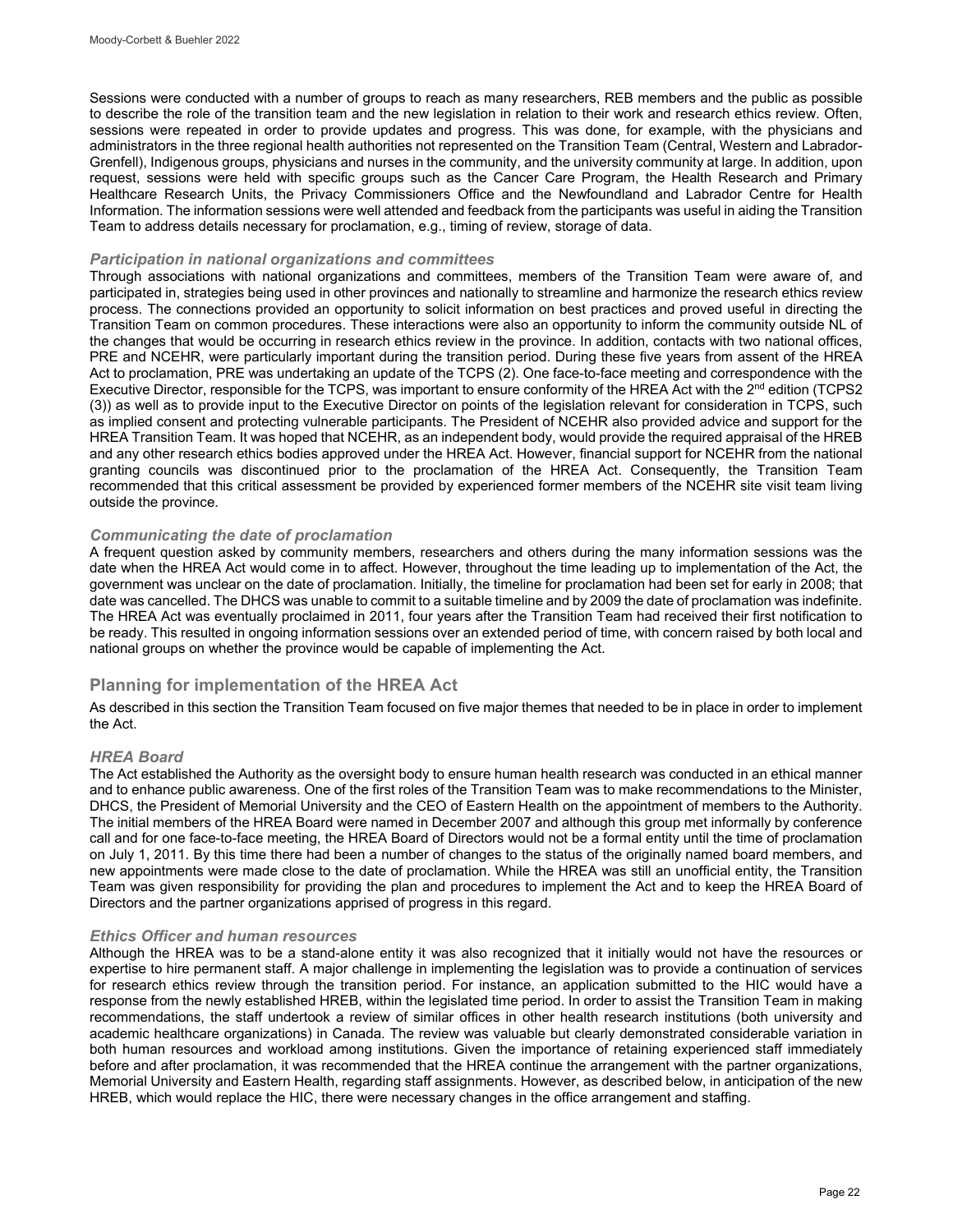Sessions were conducted with a number of groups to reach as many researchers, REB members and the public as possible to describe the role of the transition team and the new legislation in relation to their work and research ethics review. Often, sessions were repeated in order to provide updates and progress. This was done, for example, with the physicians and administrators in the three regional health authorities not represented on the Transition Team (Central, Western and Labrador-Grenfell), Indigenous groups, physicians and nurses in the community, and the university community at large. In addition, upon request, sessions were held with specific groups such as the Cancer Care Program, the Health Research and Primary Healthcare Research Units, the Privacy Commissioners Office and the Newfoundland and Labrador Centre for Health Information. The information sessions were well attended and feedback from the participants was useful in aiding the Transition Team to address details necessary for proclamation, e.g., timing of review, storage of data.

### *Participation in national organizations and committees*

Through associations with national organizations and committees, members of the Transition Team were aware of, and participated in, strategies being used in other provinces and nationally to streamline and harmonize the research ethics review process. The connections provided an opportunity to solicit information on best practices and proved useful in directing the Transition Team on common procedures. These interactions were also an opportunity to inform the community outside NL of the changes that would be occurring in research ethics review in the province. In addition, contacts with two national offices, PRE and NCEHR, were particularly important during the transition period. During these five years from assent of the HREA Act to proclamation, PRE was undertaking an update of the TCPS (2). One face-to-face meeting and correspondence with the Executive Director, responsible for the TCPS, was important to ensure conformity of the HREA Act with the 2nd edition (TCPS2 (3)) as well as to provide input to the Executive Director on points of the legislation relevant for consideration in TCPS, such as implied consent and protecting vulnerable participants. The President of NCEHR also provided advice and support for the HREA Transition Team. It was hoped that NCEHR, as an independent body, would provide the required appraisal of the HREB and any other research ethics bodies approved under the HREA Act. However, financial support for NCEHR from the national granting councils was discontinued prior to the proclamation of the HREA Act. Consequently, the Transition Team recommended that this critical assessment be provided by experienced former members of the NCEHR site visit team living outside the province.

### *Communicating the date of proclamation*

A frequent question asked by community members, researchers and others during the many information sessions was the date when the HREA Act would come in to affect. However, throughout the time leading up to implementation of the Act, the government was unclear on the date of proclamation. Initially, the timeline for proclamation had been set for early in 2008; that date was cancelled. The DHCS was unable to commit to a suitable timeline and by 2009 the date of proclamation was indefinite. The HREA Act was eventually proclaimed in 2011, four years after the Transition Team had received their first notification to be ready. This resulted in ongoing information sessions over an extended period of time, with concern raised by both local and national groups on whether the province would be capable of implementing the Act.

## Planning for implementation of the HREA Act

As described in this section the Transition Team focused on five major themes that needed to be in place in order to implement the Act.

### *HREA Board*

The Act established the Authority as the oversight body to ensure human health research was conducted in an ethical manner and to enhance public awareness. One of the first roles of the Transition Team was to make recommendations to the Minister, DHCS, the President of Memorial University and the CEO of Eastern Health on the appointment of members to the Authority. The initial members of the HREA Board were named in December 2007 and although this group met informally by conference call and for one face-to-face meeting, the HREA Board of Directors would not be a formal entity until the time of proclamation on July 1, 2011. By this time there had been a number of changes to the status of the originally named board members, and new appointments were made close to the date of proclamation. While the HREA was still an unofficial entity, the Transition Team was given responsibility for providing the plan and procedures to implement the Act and to keep the HREA Board of Directors and the partner organizations apprised of progress in this regard.

### *Ethics Officer and human resources*

Although the HREA was to be a stand-alone entity it was also recognized that it initially would not have the resources or expertise to hire permanent staff. A major challenge in implementing the legislation was to provide a continuation of services for research ethics review through the transition period. For instance, an application submitted to the HIC would have a response from the newly established HREB, within the legislated time period. In order to assist the Transition Team in making recommendations, the staff undertook a review of similar offices in other health research institutions (both university and academic healthcare organizations) in Canada. The review was valuable but clearly demonstrated considerable variation in both human resources and workload among institutions. Given the importance of retaining experienced staff immediately before and after proclamation, it was recommended that the HREA continue the arrangement with the partner organizations, Memorial University and Eastern Health, regarding staff assignments. However, as described below, in anticipation of the new HREB, which would replace the HIC, there were necessary changes in the office arrangement and staffing.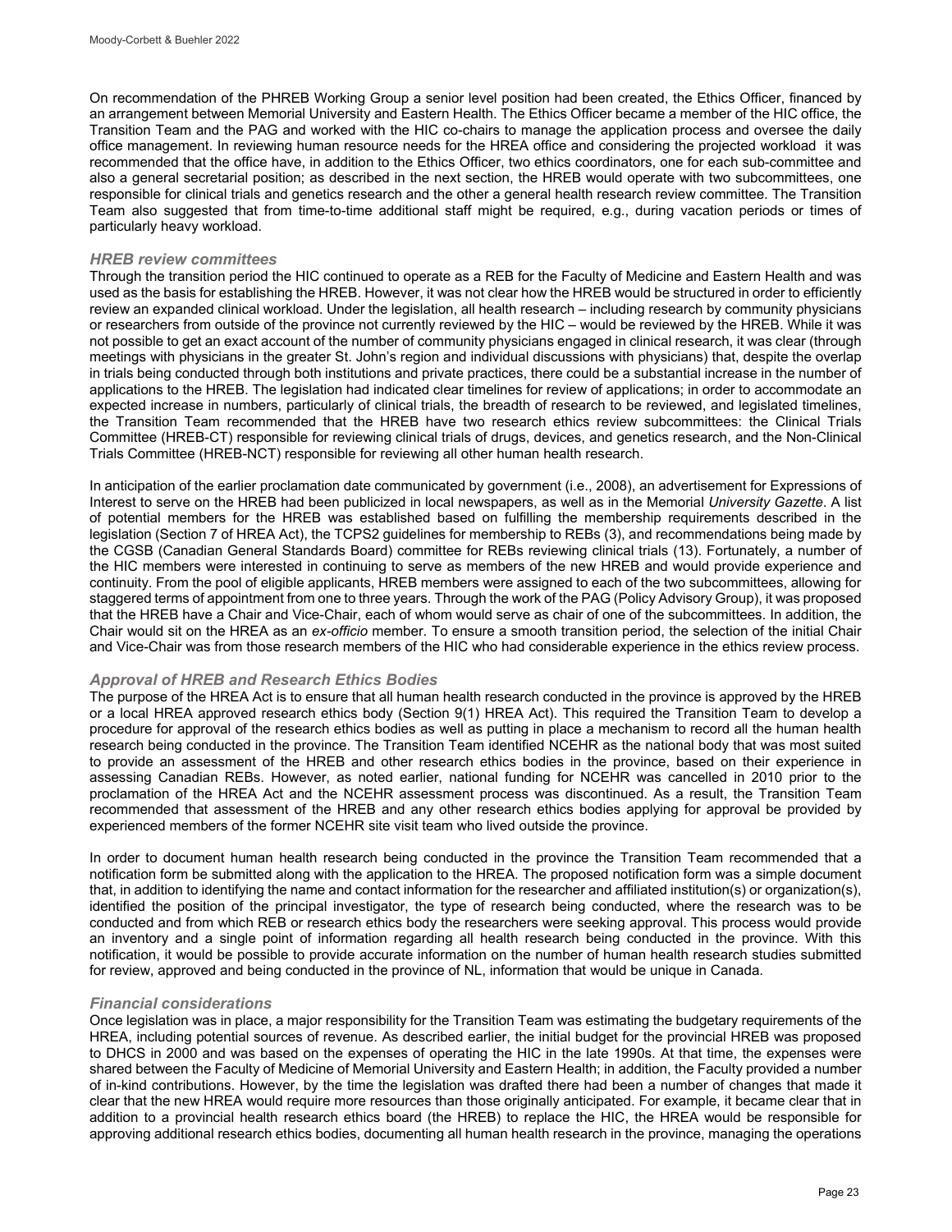On recommendation of the PHREB Working Group a senior level position had been created, the Ethics Officer, financed by an arrangement between Memorial University and Eastern Health. The Ethics Officer became a member of the HIC office, the Transition Team and the PAG and worked with the HIC co-chairs to manage the application process and oversee the daily office management. In reviewing human resource needs for the HREA office and considering the projected workload it was recommended that the office have, in addition to the Ethics Officer, two ethics coordinators, one for each sub-committee and also a general secretarial position; as described in the next section, the HREB would operate with two subcommittees, one responsible for clinical trials and genetics research and the other a general health research review committee. The Transition Team also suggested that from time-to-time additional staff might be required, e.g., during vacation periods or times of particularly heavy workload.

### *HREB review committees*

Through the transition period the HIC continued to operate as a REB for the Faculty of Medicine and Eastern Health and was used as the basis for establishing the HREB. However, it was not clear how the HREB would be structured in order to efficiently review an expanded clinical workload. Under the legislation, all health research – including research by community physicians or researchers from outside of the province not currently reviewed by the HIC – would be reviewed by the HREB. While it was not possible to get an exact account of the number of community physicians engaged in clinical research, it was clear (through meetings with physicians in the greater St. John's region and individual discussions with physicians) that, despite the overlap in trials being conducted through both institutions and private practices, there could be a substantial increase in the number of applications to the HREB. The legislation had indicated clear timelines for review of applications; in order to accommodate an expected increase in numbers, particularly of clinical trials, the breadth of research to be reviewed, and legislated timelines, the Transition Team recommended that the HREB have two research ethics review subcommittees: the Clinical Trials Committee (HREB-CT) responsible for reviewing clinical trials of drugs, devices, and genetics research, and the Non-Clinical Trials Committee (HREB-NCT) responsible for reviewing all other human health research.

In anticipation of the earlier proclamation date communicated by government (i.e., 2008), an advertisement for Expressions of Interest to serve on the HREB had been publicized in local newspapers, as well as in the Memorial *University Gazette*. A list of potential members for the HREB was established based on fulfilling the membership requirements described in the legislation (Section 7 of HREA Act), the TCPS2 guidelines for membership to REBs (3), and recommendations being made by the CGSB (Canadian General Standards Board) committee for REBs reviewing clinical trials (13). Fortunately, a number of the HIC members were interested in continuing to serve as members of the new HREB and would provide experience and continuity. From the pool of eligible applicants, HREB members were assigned to each of the two subcommittees, allowing for staggered terms of appointment from one to three years. Through the work of the PAG (Policy Advisory Group), it was proposed that the HREB have a Chair and Vice-Chair, each of whom would serve as chair of one of the subcommittees. In addition, the Chair would sit on the HREA as an *ex-officio* member. To ensure a smooth transition period, the selection of the initial Chair and Vice-Chair was from those research members of the HIC who had considerable experience in the ethics review process.

### *Approval of HREB and Research Ethics Bodies*

The purpose of the HREA Act is to ensure that all human health research conducted in the province is approved by the HREB or a local HREA approved research ethics body (Section 9(1) HREA Act). This required the Transition Team to develop a procedure for approval of the research ethics bodies as well as putting in place a mechanism to record all the human health research being conducted in the province. The Transition Team identified NCEHR as the national body that was most suited to provide an assessment of the HREB and other research ethics bodies in the province, based on their experience in assessing Canadian REBs. However, as noted earlier, national funding for NCEHR was cancelled in 2010 prior to the proclamation of the HREA Act and the NCEHR assessment process was discontinued. As a result, the Transition Team recommended that assessment of the HREB and any other research ethics bodies applying for approval be provided by experienced members of the former NCEHR site visit team who lived outside the province.

In order to document human health research being conducted in the province the Transition Team recommended that a notification form be submitted along with the application to the HREA. The proposed notification form was a simple document that, in addition to identifying the name and contact information for the researcher and affiliated institution(s) or organization(s), identified the position of the principal investigator, the type of research being conducted, where the research was to be conducted and from which REB or research ethics body the researchers were seeking approval. This process would provide an inventory and a single point of information regarding all health research being conducted in the province. With this notification, it would be possible to provide accurate information on the number of human health research studies submitted for review, approved and being conducted in the province of NL, information that would be unique in Canada.

### *Financial considerations*

Once legislation was in place, a major responsibility for the Transition Team was estimating the budgetary requirements of the HREA, including potential sources of revenue. As described earlier, the initial budget for the provincial HREB was proposed to DHCS in 2000 and was based on the expenses of operating the HIC in the late 1990s. At that time, the expenses were shared between the Faculty of Medicine of Memorial University and Eastern Health; in addition, the Faculty provided a number of in-kind contributions. However, by the time the legislation was drafted there had been a number of changes that made it clear that the new HREA would require more resources than those originally anticipated. For example, it became clear that in addition to a provincial health research ethics board (the HREB) to replace the HIC, the HREA would be responsible for approving additional research ethics bodies, documenting all human health research in the province, managing the operations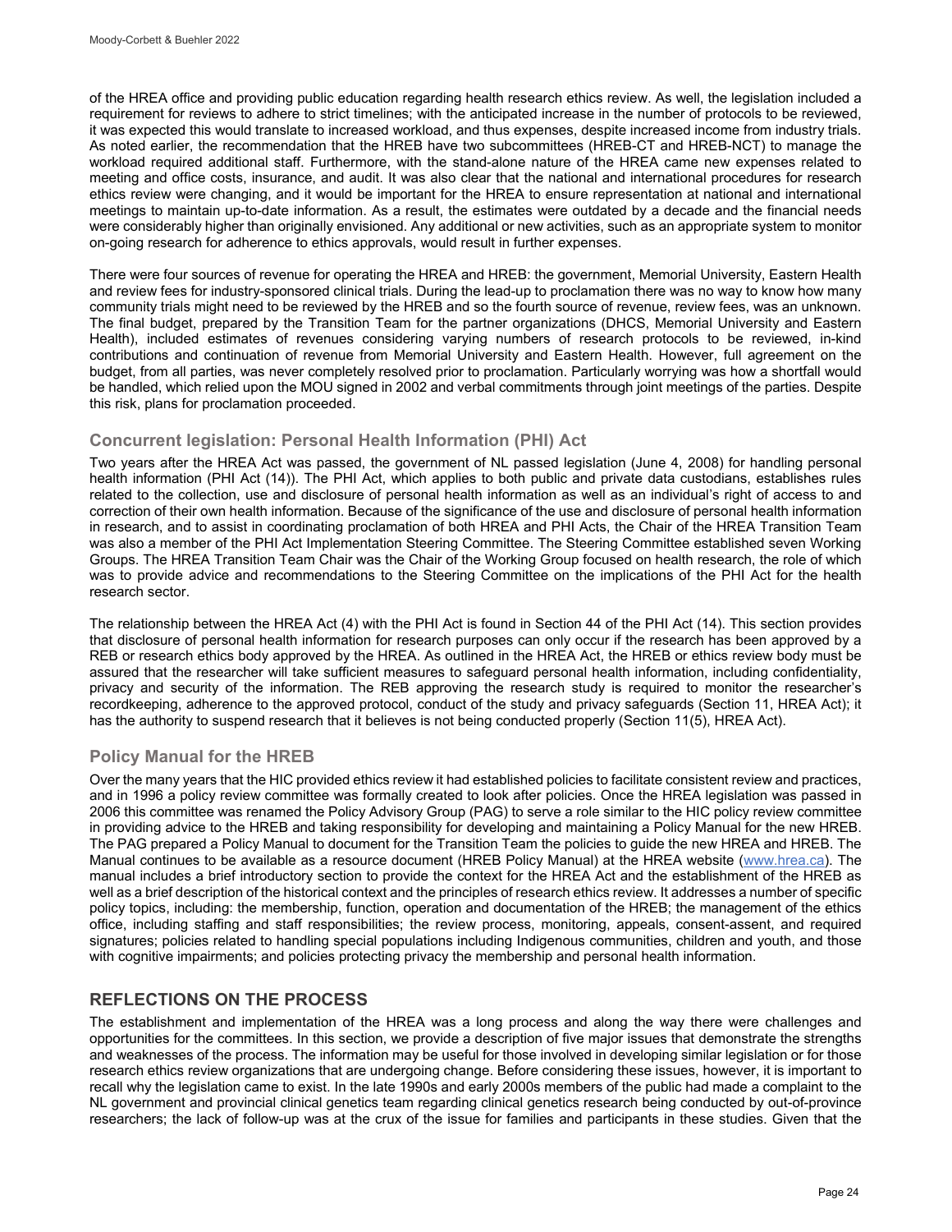of the HREA office and providing public education regarding health research ethics review. As well, the legislation included a requirement for reviews to adhere to strict timelines; with the anticipated increase in the number of protocols to be reviewed, it was expected this would translate to increased workload, and thus expenses, despite increased income from industry trials. As noted earlier, the recommendation that the HREB have two subcommittees (HREB-CT and HREB-NCT) to manage the workload required additional staff. Furthermore, with the stand-alone nature of the HREA came new expenses related to meeting and office costs, insurance, and audit. It was also clear that the national and international procedures for research ethics review were changing, and it would be important for the HREA to ensure representation at national and international meetings to maintain up-to-date information. As a result, the estimates were outdated by a decade and the financial needs were considerably higher than originally envisioned. Any additional or new activities, such as an appropriate system to monitor on-going research for adherence to ethics approvals, would result in further expenses.

There were four sources of revenue for operating the HREA and HREB: the government, Memorial University, Eastern Health and review fees for industry-sponsored clinical trials. During the lead-up to proclamation there was no way to know how many community trials might need to be reviewed by the HREB and so the fourth source of revenue, review fees, was an unknown. The final budget, prepared by the Transition Team for the partner organizations (DHCS, Memorial University and Eastern Health), included estimates of revenues considering varying numbers of research protocols to be reviewed, in-kind contributions and continuation of revenue from Memorial University and Eastern Health. However, full agreement on the budget, from all parties, was never completely resolved prior to proclamation. Particularly worrying was how a shortfall would be handled, which relied upon the MOU signed in 2002 and verbal commitments through joint meetings of the parties. Despite this risk, plans for proclamation proceeded.

### Concurrent legislation: Personal Health Information (PHI) Act

Two years after the HREA Act was passed, the government of NL passed legislation (June 4, 2008) for handling personal health information (PHI Act (14)). The PHI Act, which applies to both public and private data custodians, establishes rules related to the collection, use and disclosure of personal health information as well as an individual's right of access to and correction of their own health information. Because of the significance of the use and disclosure of personal health information in research, and to assist in coordinating proclamation of both HREA and PHI Acts, the Chair of the HREA Transition Team was also a member of the PHI Act Implementation Steering Committee. The Steering Committee established seven Working Groups. The HREA Transition Team Chair was the Chair of the Working Group focused on health research, the role of which was to provide advice and recommendations to the Steering Committee on the implications of the PHI Act for the health research sector.

The relationship between the HREA Act (4) with the PHI Act is found in Section 44 of the PHI Act (14). This section provides that disclosure of personal health information for research purposes can only occur if the research has been approved by a REB or research ethics body approved by the HREA. As outlined in the HREA Act, the HREB or ethics review body must be assured that the researcher will take sufficient measures to safeguard personal health information, including confidentiality, privacy and security of the information. The REB approving the research study is required to monitor the researcher's recordkeeping, adherence to the approved protocol, conduct of the study and privacy safeguards (Section 11, HREA Act); it has the authority to suspend research that it believes is not being conducted properly (Section 11(5), HREA Act).

### Policy Manual for the HREB

Over the many years that the HIC provided ethics review it had established policies to facilitate consistent review and practices, and in 1996 a policy review committee was formally created to look after policies. Once the HREA legislation was passed in 2006 this committee was renamed the Policy Advisory Group (PAG) to serve a role similar to the HIC policy review committee in providing advice to the HREB and taking responsibility for developing and maintaining a Policy Manual for the new HREB. The PAG prepared a Policy Manual to document for the Transition Team the policies to guide the new HREA and HREB. The Manual continues to be available as a resource document (HREB Policy Manual) at the HREA website ([www.hrea.ca](www.hrea.ca)). The manual includes a brief introductory section to provide the context for the HREA Act and the establishment of the HREB as well as a brief description of the historical context and the principles of research ethics review. It addresses a number of specific policy topics, including: the membership, function, operation and documentation of the HREB; the management of the ethics office, including staffing and staff responsibilities; the review process, monitoring, appeals, consent-assent, and required signatures; policies related to handling special populations including Indigenous communities, children and youth, and those with cognitive impairments; and policies protecting privacy the membership and personal health information.

## REFLECTIONS ON THE PROCESS

The establishment and implementation of the HREA was a long process and along the way there were challenges and opportunities for the committees. In this section, we provide a description of five major issues that demonstrate the strengths and weaknesses of the process. The information may be useful for those involved in developing similar legislation or for those research ethics review organizations that are undergoing change. Before considering these issues, however, it is important to recall why the legislation came to exist. In the late 1990s and early 2000s members of the public had made a complaint to the NL government and provincial clinical genetics team regarding clinical genetics research being conducted by out-of-province researchers; the lack of follow-up was at the crux of the issue for families and participants in these studies. Given that the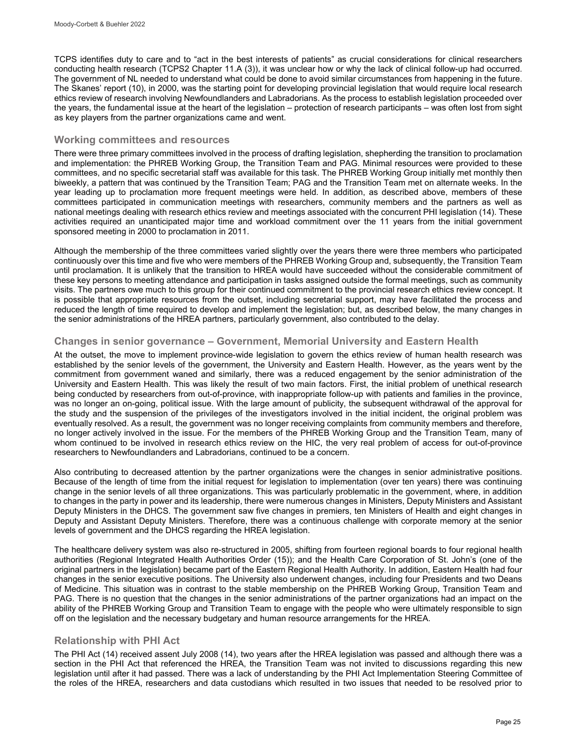TCPS identifies duty to care and to "act in the best interests of patients" as crucial considerations for clinical researchers conducting health research (TCPS2 Chapter 11.A (3)), it was unclear how or why the lack of clinical follow-up had occurred. The government of NL needed to understand what could be done to avoid similar circumstances from happening in the future. The Skanes' report (10), in 2000, was the starting point for developing provincial legislation that would require local research ethics review of research involving Newfoundlanders and Labradorians. As the process to establish legislation proceeded over the years, the fundamental issue at the heart of the legislation – protection of research participants – was often lost from sight as key players from the partner organizations came and went.

## Working committees and resources

There were three primary committees involved in the process of drafting legislation, shepherding the transition to proclamation and implementation: the PHREB Working Group, the Transition Team and PAG. Minimal resources were provided to these committees, and no specific secretarial staff was available for this task. The PHREB Working Group initially met monthly then biweekly, a pattern that was continued by the Transition Team; PAG and the Transition Team met on alternate weeks. In the year leading up to proclamation more frequent meetings were held. In addition, as described above, members of these committees participated in communication meetings with researchers, community members and the partners as well as national meetings dealing with research ethics review and meetings associated with the concurrent PHI legislation (14). These activities required an unanticipated major time and workload commitment over the 11 years from the initial government sponsored meeting in 2000 to proclamation in 2011.

Although the membership of the three committees varied slightly over the years there were three members who participated continuously over this time and five who were members of the PHREB Working Group and, subsequently, the Transition Team until proclamation. It is unlikely that the transition to HREA would have succeeded without the considerable commitment of these key persons to meeting attendance and participation in tasks assigned outside the formal meetings, such as community visits. The partners owe much to this group for their continued commitment to the provincial research ethics review concept. It is possible that appropriate resources from the outset, including secretarial support, may have facilitated the process and reduced the length of time required to develop and implement the legislation; but, as described below, the many changes in the senior administrations of the HREA partners, particularly government, also contributed to the delay.

## Changes in senior governance – Government, Memorial University and Eastern Health

At the outset, the move to implement province-wide legislation to govern the ethics review of human health research was established by the senior levels of the government, the University and Eastern Health. However, as the years went by the commitment from government waned and similarly, there was a reduced engagement by the senior administration of the University and Eastern Health. This was likely the result of two main factors. First, the initial problem of unethical research being conducted by researchers from out-of-province, with inappropriate follow-up with patients and families in the province, was no longer an on-going, political issue. With the large amount of publicity, the subsequent withdrawal of the approval for the study and the suspension of the privileges of the investigators involved in the initial incident, the original problem was eventually resolved. As a result, the government was no longer receiving complaints from community members and therefore, no longer actively involved in the issue. For the members of the PHREB Working Group and the Transition Team, many of whom continued to be involved in research ethics review on the HIC, the very real problem of access for out-of-province researchers to Newfoundlanders and Labradorians, continued to be a concern.

Also contributing to decreased attention by the partner organizations were the changes in senior administrative positions. Because of the length of time from the initial request for legislation to implementation (over ten years) there was continuing change in the senior levels of all three organizations. This was particularly problematic in the government, where, in addition to changes in the party in power and its leadership, there were numerous changes in Ministers, Deputy Ministers and Assistant Deputy Ministers in the DHCS. The government saw five changes in premiers, ten Ministers of Health and eight changes in Deputy and Assistant Deputy Ministers. Therefore, there was a continuous challenge with corporate memory at the senior levels of government and the DHCS regarding the HREA legislation.

The healthcare delivery system was also re-structured in 2005, shifting from fourteen regional boards to four regional health authorities (Regional Integrated Health Authorities Order (15)); and the Health Care Corporation of St. John's (one of the original partners in the legislation) became part of the Eastern Regional Health Authority. In addition, Eastern Health had four changes in the senior executive positions. The University also underwent changes, including four Presidents and two Deans of Medicine. This situation was in contrast to the stable membership on the PHREB Working Group, Transition Team and PAG. There is no question that the changes in the senior administrations of the partner organizations had an impact on the ability of the PHREB Working Group and Transition Team to engage with the people who were ultimately responsible to sign off on the legislation and the necessary budgetary and human resource arrangements for the HREA.

## Relationship with PHI Act

The PHI Act (14) received assent July 2008 (14), two years after the HREA legislation was passed and although there was a section in the PHI Act that referenced the HREA, the Transition Team was not invited to discussions regarding this new legislation until after it had passed. There was a lack of understanding by the PHI Act Implementation Steering Committee of the roles of the HREA, researchers and data custodians which resulted in two issues that needed to be resolved prior to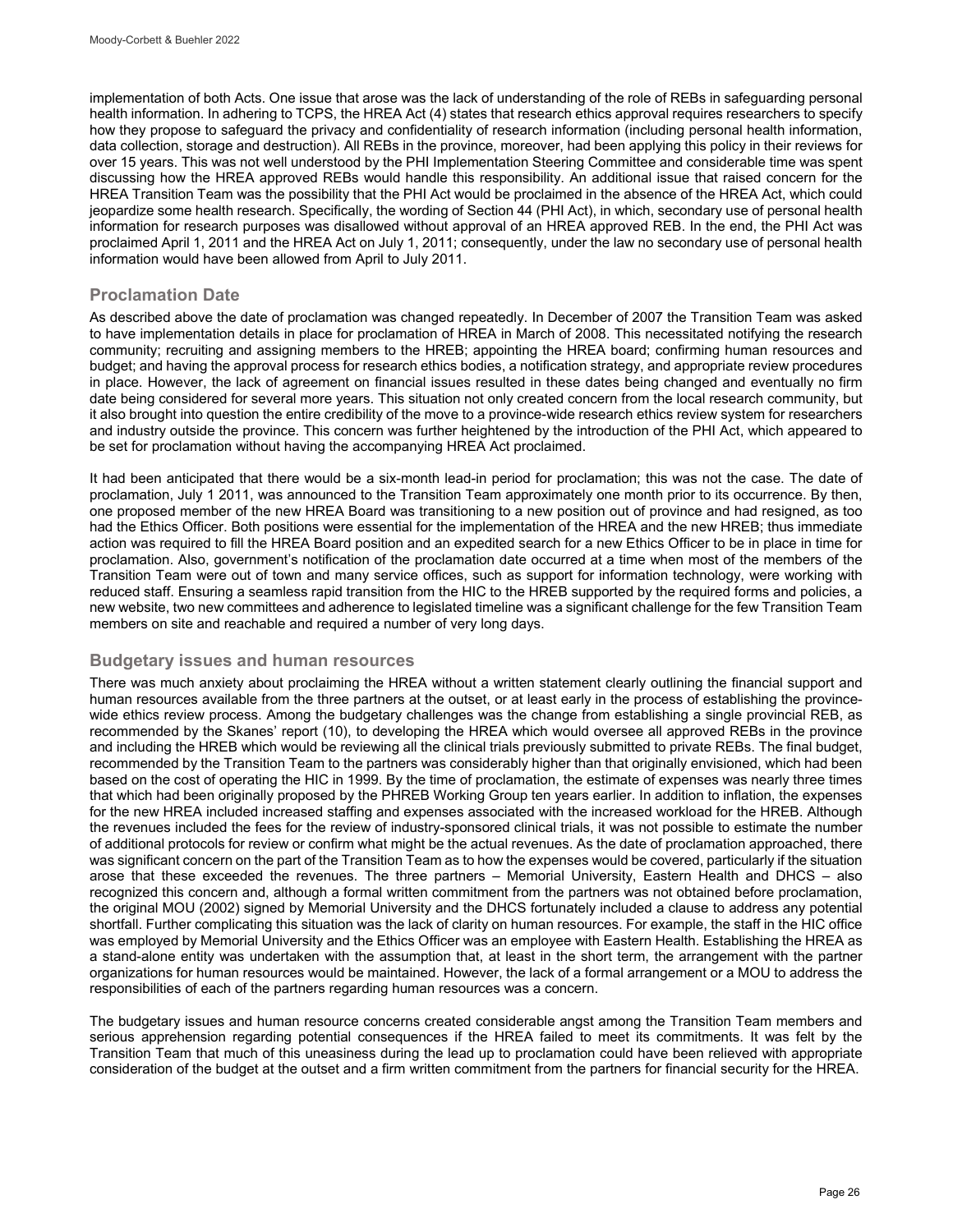implementation of both Acts. One issue that arose was the lack of understanding of the role of REBs in safeguarding personal health information. In adhering to TCPS, the HREA Act (4) states that research ethics approval requires researchers to specify how they propose to safeguard the privacy and confidentiality of research information (including personal health information, data collection, storage and destruction). All REBs in the province, moreover, had been applying this policy in their reviews for over 15 years. This was not well understood by the PHI Implementation Steering Committee and considerable time was spent discussing how the HREA approved REBs would handle this responsibility. An additional issue that raised concern for the HREA Transition Team was the possibility that the PHI Act would be proclaimed in the absence of the HREA Act, which could jeopardize some health research. Specifically, the wording of Section 44 (PHI Act), in which, secondary use of personal health information for research purposes was disallowed without approval of an HREA approved REB. In the end, the PHI Act was proclaimed April 1, 2011 and the HREA Act on July 1, 2011; consequently, under the law no secondary use of personal health information would have been allowed from April to July 2011.

## Proclamation Date

As described above the date of proclamation was changed repeatedly. In December of 2007 the Transition Team was asked to have implementation details in place for proclamation of HREA in March of 2008. This necessitated notifying the research community; recruiting and assigning members to the HREB; appointing the HREA board; confirming human resources and budget; and having the approval process for research ethics bodies, a notification strategy, and appropriate review procedures in place. However, the lack of agreement on financial issues resulted in these dates being changed and eventually no firm date being considered for several more years. This situation not only created concern from the local research community, but it also brought into question the entire credibility of the move to a province-wide research ethics review system for researchers and industry outside the province. This concern was further heightened by the introduction of the PHI Act, which appeared to be set for proclamation without having the accompanying HREA Act proclaimed.

It had been anticipated that there would be a six-month lead-in period for proclamation; this was not the case. The date of proclamation, July 1 2011, was announced to the Transition Team approximately one month prior to its occurrence. By then, one proposed member of the new HREA Board was transitioning to a new position out of province and had resigned, as too had the Ethics Officer. Both positions were essential for the implementation of the HREA and the new HREB; thus immediate action was required to fill the HREA Board position and an expedited search for a new Ethics Officer to be in place in time for proclamation. Also, government's notification of the proclamation date occurred at a time when most of the members of the Transition Team were out of town and many service offices, such as support for information technology, were working with reduced staff. Ensuring a seamless rapid transition from the HIC to the HREB supported by the required forms and policies, a new website, two new committees and adherence to legislated timeline was a significant challenge for the few Transition Team members on site and reachable and required a number of very long days.

## Budgetary issues and human resources

There was much anxiety about proclaiming the HREA without a written statement clearly outlining the financial support and human resources available from the three partners at the outset, or at least early in the process of establishing the province-wide ethics review process. Among the budgetary challenges was the change from establishing a single provincial REB, as recommended by the Skanes' report (10), to developing the HREA which would oversee all approved REBs in the province and including the HREB which would be reviewing all the clinical trials previously submitted to private REBs. The final budget, recommended by the Transition Team to the partners was considerably higher than that originally envisioned, which had been based on the cost of operating the HIC in 1999. By the time of proclamation, the estimate of expenses was nearly three times that which had been originally proposed by the PHREB Working Group ten years earlier. In addition to inflation, the expenses for the new HREA included increased staffing and expenses associated with the increased workload for the HREB. Although the revenues included the fees for the review of industry-sponsored clinical trials, it was not possible to estimate the number of additional protocols for review or confirm what might be the actual revenues. As the date of proclamation approached, there was significant concern on the part of the Transition Team as to how the expenses would be covered, particularly if the situation arose that these exceeded the revenues. The three partners – Memorial University, Eastern Health and DHCS – also recognized this concern and, although a formal written commitment from the partners was not obtained before proclamation, the original MOU (2002) signed by Memorial University and the DHCS fortunately included a clause to address any potential shortfall. Further complicating this situation was the lack of clarity on human resources. For example, the staff in the HIC office was employed by Memorial University and the Ethics Officer was an employee with Eastern Health. Establishing the HREA as a stand-alone entity was undertaken with the assumption that, at least in the short term, the arrangement with the partner organizations for human resources would be maintained. However, the lack of a formal arrangement or a MOU to address the responsibilities of each of the partners regarding human resources was a concern.

The budgetary issues and human resource concerns created considerable angst among the Transition Team members and serious apprehension regarding potential consequences if the HREA failed to meet its commitments. It was felt by the Transition Team that much of this uneasiness during the lead up to proclamation could have been relieved with appropriate consideration of the budget at the outset and a firm written commitment from the partners for financial security for the HREA.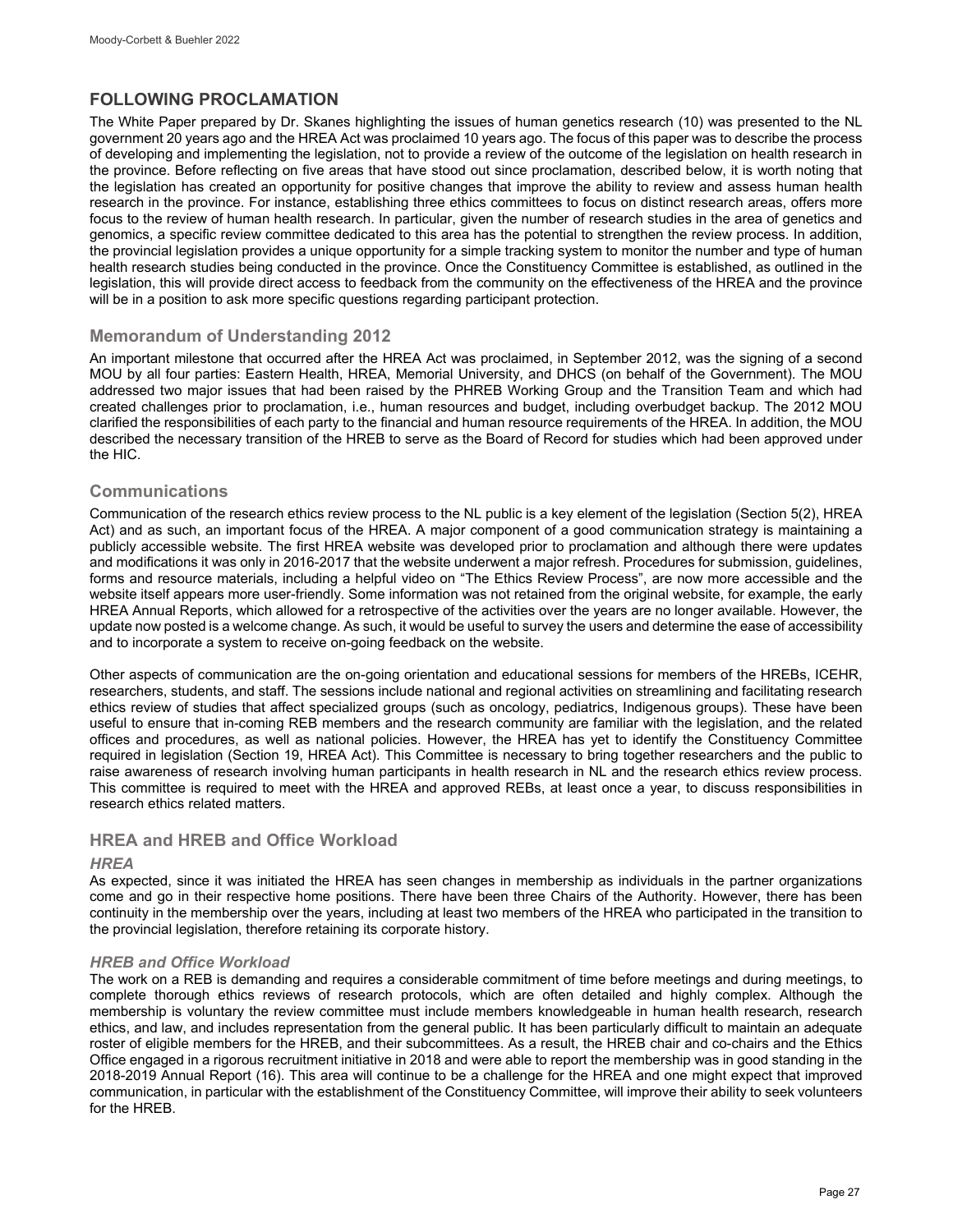## FOLLOWING PROCLAMATION

The White Paper prepared by Dr. Skanes highlighting the issues of human genetics research (10) was presented to the NL government 20 years ago and the HREA Act was proclaimed 10 years ago. The focus of this paper was to describe the process of developing and implementing the legislation, not to provide a review of the outcome of the legislation on health research in the province. Before reflecting on five areas that have stood out since proclamation, described below, it is worth noting that the legislation has created an opportunity for positive changes that improve the ability to review and assess human health research in the province. For instance, establishing three ethics committees to focus on distinct research areas, offers more focus to the review of human health research. In particular, given the number of research studies in the area of genetics and genomics, a specific review committee dedicated to this area has the potential to strengthen the review process. In addition, the provincial legislation provides a unique opportunity for a simple tracking system to monitor the number and type of human health research studies being conducted in the province. Once the Constituency Committee is established, as outlined in the legislation, this will provide direct access to feedback from the community on the effectiveness of the HREA and the province will be in a position to ask more specific questions regarding participant protection.

### Memorandum of Understanding 2012

An important milestone that occurred after the HREA Act was proclaimed, in September 2012, was the signing of a second MOU by all four parties: Eastern Health, HREA, Memorial University, and DHCS (on behalf of the Government). The MOU addressed two major issues that had been raised by the PHREB Working Group and the Transition Team and which had created challenges prior to proclamation, i.e., human resources and budget, including overbudget backup. The 2012 MOU clarified the responsibilities of each party to the financial and human resource requirements of the HREA. In addition, the MOU described the necessary transition of the HREB to serve as the Board of Record for studies which had been approved under the HIC.

### Communications

Communication of the research ethics review process to the NL public is a key element of the legislation (Section 5(2), HREA Act) and as such, an important focus of the HREA. A major component of a good communication strategy is maintaining a publicly accessible website. The first HREA website was developed prior to proclamation and although there were updates and modifications it was only in 2016-2017 that the website underwent a major refresh. Procedures for submission, guidelines, forms and resource materials, including a helpful video on "The Ethics Review Process", are now more accessible and the website itself appears more user-friendly. Some information was not retained from the original website, for example, the early HREA Annual Reports, which allowed for a retrospective of the activities over the years are no longer available. However, the update now posted is a welcome change. As such, it would be useful to survey the users and determine the ease of accessibility and to incorporate a system to receive on-going feedback on the website.

Other aspects of communication are the on-going orientation and educational sessions for members of the HREBs, ICEHR, researchers, students, and staff. The sessions include national and regional activities on streamlining and facilitating research ethics review of studies that affect specialized groups (such as oncology, pediatrics, Indigenous groups). These have been useful to ensure that in-coming REB members and the research community are familiar with the legislation, and the related offices and procedures, as well as national policies. However, the HREA has yet to identify the Constituency Committee required in legislation (Section 19, HREA Act). This Committee is necessary to bring together researchers and the public to raise awareness of research involving human participants in health research in NL and the research ethics review process. This committee is required to meet with the HREA and approved REBs, at least once a year, to discuss responsibilities in research ethics related matters.

### HREA and HREB and Office Workload

#### *HREA*

As expected, since it was initiated the HREA has seen changes in membership as individuals in the partner organizations come and go in their respective home positions. There have been three Chairs of the Authority. However, there has been continuity in the membership over the years, including at least two members of the HREA who participated in the transition to the provincial legislation, therefore retaining its corporate history.

#### *HREB and Office Workload*

The work on a REB is demanding and requires a considerable commitment of time before meetings and during meetings, to complete thorough ethics reviews of research protocols, which are often detailed and highly complex. Although the membership is voluntary the review committee must include members knowledgeable in human health research, research ethics, and law, and includes representation from the general public. It has been particularly difficult to maintain an adequate roster of eligible members for the HREB, and their subcommittees. As a result, the HREB chair and co-chairs and the Ethics Office engaged in a rigorous recruitment initiative in 2018 and were able to report the membership was in good standing in the 2018-2019 Annual Report (16). This area will continue to be a challenge for the HREA and one might expect that improved communication, in particular with the establishment of the Constituency Committee, will improve their ability to seek volunteers for the HREB.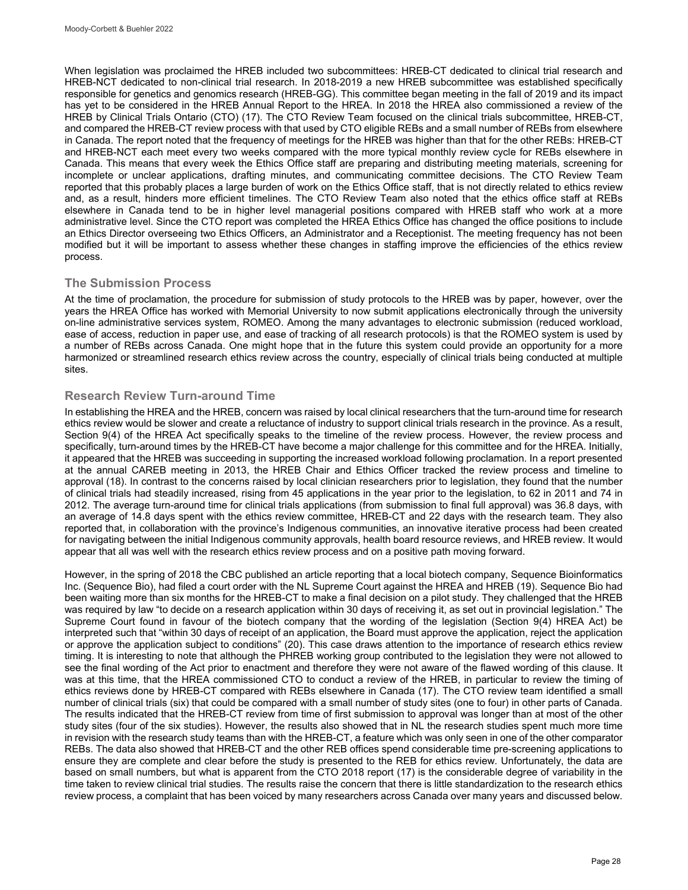When legislation was proclaimed the HREB included two subcommittees: HREB-CT dedicated to clinical trial research and HREB-NCT dedicated to non-clinical trial research. In 2018-2019 a new HREB subcommittee was established specifically responsible for genetics and genomics research (HREB-GG). This committee began meeting in the fall of 2019 and its impact has yet to be considered in the HREB Annual Report to the HREA. In 2018 the HREA also commissioned a review of the HREB by Clinical Trials Ontario (CTO) (17). The CTO Review Team focused on the clinical trials subcommittee, HREB-CT, and compared the HREB-CT review process with that used by CTO eligible REBs and a small number of REBs from elsewhere in Canada. The report noted that the frequency of meetings for the HREB was higher than that for the other REBs: HREB-CT and HREB-NCT each meet every two weeks compared with the more typical monthly review cycle for REBs elsewhere in Canada. This means that every week the Ethics Office staff are preparing and distributing meeting materials, screening for incomplete or unclear applications, drafting minutes, and communicating committee decisions. The CTO Review Team reported that this probably places a large burden of work on the Ethics Office staff, that is not directly related to ethics review and, as a result, hinders more efficient timelines. The CTO Review Team also noted that the ethics office staff at REBs elsewhere in Canada tend to be in higher level managerial positions compared with HREB staff who work at a more administrative level. Since the CTO report was completed the HREA Ethics Office has changed the office positions to include an Ethics Director overseeing two Ethics Officers, an Administrator and a Receptionist. The meeting frequency has not been modified but it will be important to assess whether these changes in staffing improve the efficiencies of the ethics review process.

## The Submission Process

At the time of proclamation, the procedure for submission of study protocols to the HREB was by paper, however, over the years the HREA Office has worked with Memorial University to now submit applications electronically through the university on-line administrative services system, ROMEO. Among the many advantages to electronic submission (reduced workload, ease of access, reduction in paper use, and ease of tracking of all research protocols) is that the ROMEO system is used by a number of REBs across Canada. One might hope that in the future this system could provide an opportunity for a more harmonized or streamlined research ethics review across the country, especially of clinical trials being conducted at multiple sites.

## Research Review Turn-around Time

In establishing the HREA and the HREB, concern was raised by local clinical researchers that the turn-around time for research ethics review would be slower and create a reluctance of industry to support clinical trials research in the province. As a result, Section 9(4) of the HREA Act specifically speaks to the timeline of the review process. However, the review process and specifically, turn-around times by the HREB-CT have become a major challenge for this committee and for the HREA. Initially, it appeared that the HREB was succeeding in supporting the increased workload following proclamation. In a report presented at the annual CAREB meeting in 2013, the HREB Chair and Ethics Officer tracked the review process and timeline to approval (18). In contrast to the concerns raised by local clinician researchers prior to legislation, they found that the number of clinical trials had steadily increased, rising from 45 applications in the year prior to the legislation, to 62 in 2011 and 74 in 2012. The average turn-around time for clinical trials applications (from submission to final full approval) was 36.8 days, with an average of 14.8 days spent with the ethics review committee, HREB-CT and 22 days with the research team. They also reported that, in collaboration with the province's Indigenous communities, an innovative iterative process had been created for navigating between the initial Indigenous community approvals, health board resource reviews, and HREB review. It would appear that all was well with the research ethics review process and on a positive path moving forward.

However, in the spring of 2018 the CBC published an article reporting that a local biotech company, Sequence Bioinformatics Inc. (Sequence Bio), had filed a court order with the NL Supreme Court against the HREA and HREB (19). Sequence Bio had been waiting more than six months for the HREB-CT to make a final decision on a pilot study. They challenged that the HREB was required by law "to decide on a research application within 30 days of receiving it, as set out in provincial legislation." The Supreme Court found in favour of the biotech company that the wording of the legislation (Section 9(4) HREA Act) be interpreted such that "within 30 days of receipt of an application, the Board must approve the application, reject the application or approve the application subject to conditions" (20). This case draws attention to the importance of research ethics review timing. It is interesting to note that although the PHREB working group contributed to the legislation they were not allowed to see the final wording of the Act prior to enactment and therefore they were not aware of the flawed wording of this clause. It was at this time, that the HREA commissioned CTO to conduct a review of the HREB, in particular to review the timing of ethics reviews done by HREB-CT compared with REBs elsewhere in Canada (17). The CTO review team identified a small number of clinical trials (six) that could be compared with a small number of study sites (one to four) in other parts of Canada. The results indicated that the HREB-CT review from time of first submission to approval was longer than at most of the other study sites (four of the six studies). However, the results also showed that in NL the research studies spent much more time in revision with the research study teams than with the HREB-CT, a feature which was only seen in one of the other comparator REBs. The data also showed that HREB-CT and the other REB offices spend considerable time pre-screening applications to ensure they are complete and clear before the study is presented to the REB for ethics review. Unfortunately, the data are based on small numbers, but what is apparent from the CTO 2018 report (17) is the considerable degree of variability in the time taken to review clinical trial studies. The results raise the concern that there is little standardization to the research ethics review process, a complaint that has been voiced by many researchers across Canada over many years and discussed below.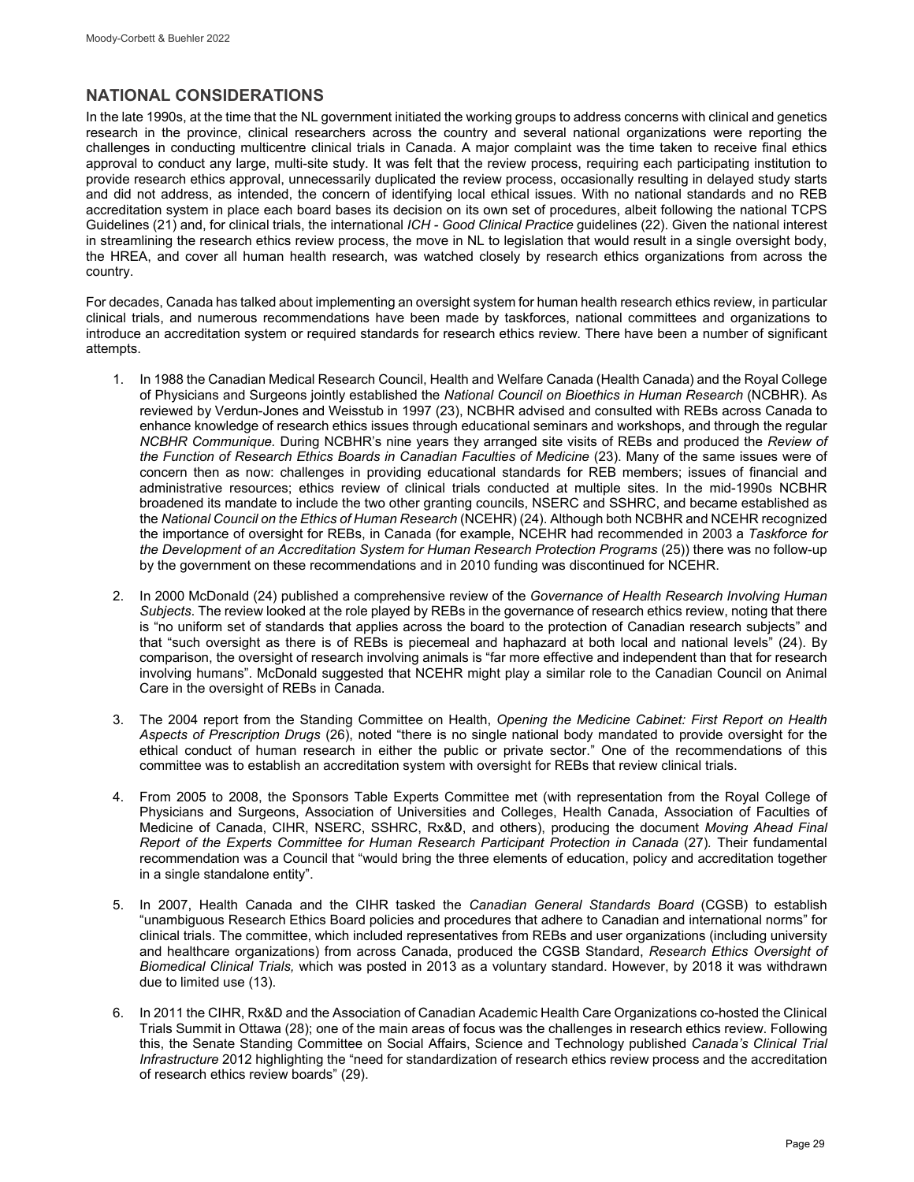## NATIONAL CONSIDERATIONS

In the late 1990s, at the time that the NL government initiated the working groups to address concerns with clinical and genetics research in the province, clinical researchers across the country and several national organizations were reporting the challenges in conducting multicentre clinical trials in Canada. A major complaint was the time taken to receive final ethics approval to conduct any large, multi-site study. It was felt that the review process, requiring each participating institution to provide research ethics approval, unnecessarily duplicated the review process, occasionally resulting in delayed study starts and did not address, as intended, the concern of identifying local ethical issues. With no national standards and no REB accreditation system in place each board bases its decision on its own set of procedures, albeit following the national TCPS Guidelines (21) and, for clinical trials, the international *ICH - Good Clinical Practice* guidelines (22). Given the national interest in streamlining the research ethics review process, the move in NL to legislation that would result in a single oversight body, the HREA, and cover all human health research, was watched closely by research ethics organizations from across the country.

For decades, Canada has talked about implementing an oversight system for human health research ethics review, in particular clinical trials, and numerous recommendations have been made by taskforces, national committees and organizations to introduce an accreditation system or required standards for research ethics review. There have been a number of significant attempts.

1. In 1988 the Canadian Medical Research Council, Health and Welfare Canada (Health Canada) and the Royal College of Physicians and Surgeons jointly established the *National Council on Bioethics in Human Research* (NCBHR). As reviewed by Verdun-Jones and Weisstub in 1997 (23), NCBHR advised and consulted with REBs across Canada to enhance knowledge of research ethics issues through educational seminars and workshops, and through the regular *NCBHR Communique.* During NCBHR's nine years they arranged site visits of REBs and produced the *Review of the Function of Research Ethics Boards in Canadian Faculties of Medicine* (23). Many of the same issues were of concern then as now: challenges in providing educational standards for REB members; issues of financial and administrative resources; ethics review of clinical trials conducted at multiple sites. In the mid-1990s NCBHR broadened its mandate to include the two other granting councils, NSERC and SSHRC, and became established as the *National Council on the Ethics of Human Research* (NCEHR) (24). Although both NCBHR and NCEHR recognized the importance of oversight for REBs, in Canada (for example, NCEHR had recommended in 2003 a *Taskforce for the Development of an Accreditation System for Human Research Protection Programs* (25)) there was no follow-up by the government on these recommendations and in 2010 funding was discontinued for NCEHR.

2. In 2000 McDonald (24) published a comprehensive review of the *Governance of Health Research Involving Human Subjects*. The review looked at the role played by REBs in the governance of research ethics review, noting that there is "no uniform set of standards that applies across the board to the protection of Canadian research subjects" and that "such oversight as there is of REBs is piecemeal and haphazard at both local and national levels" (24). By comparison, the oversight of research involving animals is "far more effective and independent than that for research involving humans". McDonald suggested that NCEHR might play a similar role to the Canadian Council on Animal Care in the oversight of REBs in Canada.

3. The 2004 report from the Standing Committee on Health, *Opening the Medicine Cabinet: First Report on Health Aspects of Prescription Drugs* (26), noted "there is no single national body mandated to provide oversight for the ethical conduct of human research in either the public or private sector." One of the recommendations of this committee was to establish an accreditation system with oversight for REBs that review clinical trials.

4. From 2005 to 2008, the Sponsors Table Experts Committee met (with representation from the Royal College of Physicians and Surgeons, Association of Universities and Colleges, Health Canada, Association of Faculties of Medicine of Canada, CIHR, NSERC, SSHRC, Rx&D, and others), producing the document *Moving Ahead Final Report of the Experts Committee for Human Research Participant Protection in Canada* (27). Their fundamental recommendation was a Council that "would bring the three elements of education, policy and accreditation together in a single standalone entity".

5. In 2007, Health Canada and the CIHR tasked the *Canadian General Standards Board* (CGSB) to establish "unambiguous Research Ethics Board policies and procedures that adhere to Canadian and international norms" for clinical trials. The committee, which included representatives from REBs and user organizations (including university and healthcare organizations) from across Canada, produced the CGSB Standard, *Research Ethics Oversight of Biomedical Clinical Trials,* which was posted in 2013 as a voluntary standard. However, by 2018 it was withdrawn due to limited use (13).

6. In 2011 the CIHR, Rx&D and the Association of Canadian Academic Health Care Organizations co-hosted the Clinical Trials Summit in Ottawa (28); one of the main areas of focus was the challenges in research ethics review. Following this, the Senate Standing Committee on Social Affairs, Science and Technology published *Canada's Clinical Trial Infrastructure* 2012 highlighting the "need for standardization of research ethics review process and the accreditation of research ethics review boards" (29).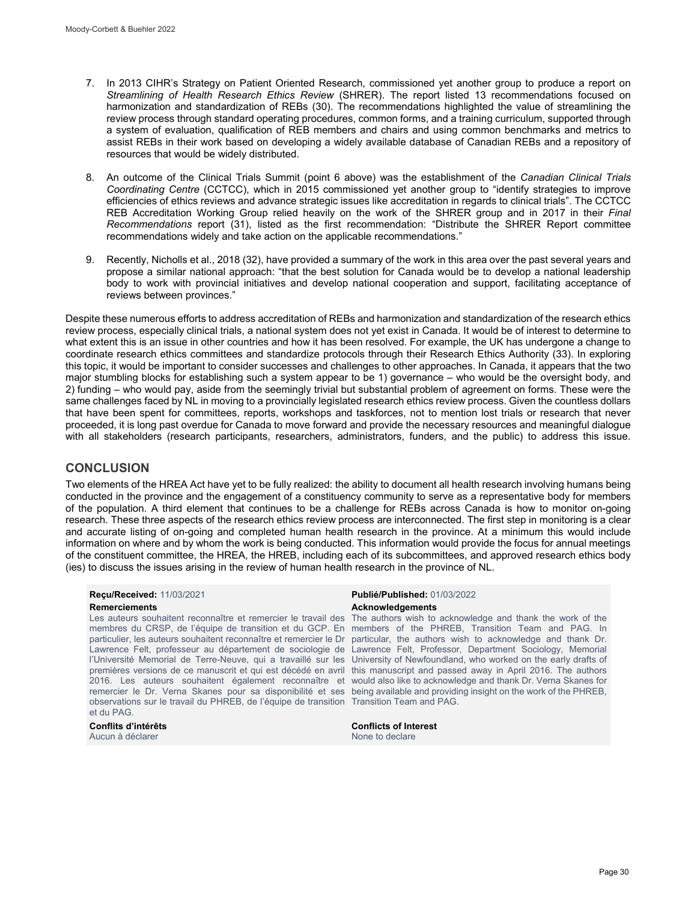7. In 2013 CIHR's Strategy on Patient Oriented Research, commissioned yet another group to produce a report on *Streamlining of Health Research Ethics Review* (SHRER). The report listed 13 recommendations focused on harmonization and standardization of REBs (30). The recommendations highlighted the value of streamlining the review process through standard operating procedures, common forms, and a training curriculum, supported through a system of evaluation, qualification of REB members and chairs and using common benchmarks and metrics to assist REBs in their work based on developing a widely available database of Canadian REBs and a repository of resources that would be widely distributed.

8. An outcome of the Clinical Trials Summit (point 6 above) was the establishment of the *Canadian Clinical Trials Coordinating Centre* (CCTCC), which in 2015 commissioned yet another group to "identify strategies to improve efficiencies of ethics reviews and advance strategic issues like accreditation in regards to clinical trials". The CCTCC REB Accreditation Working Group relied heavily on the work of the SHRER group and in 2017 in their *Final Recommendations* report (31), listed as the first recommendation: "Distribute the SHRER Report committee recommendations widely and take action on the applicable recommendations."

9. Recently, Nicholls et al., 2018 (32), have provided a summary of the work in this area over the past several years and propose a similar national approach: "that the best solution for Canada would be to develop a national leadership body to work with provincial initiatives and develop national cooperation and support, facilitating acceptance of reviews between provinces."

Despite these numerous efforts to address accreditation of REBs and harmonization and standardization of the research ethics review process, especially clinical trials, a national system does not yet exist in Canada. It would be of interest to determine to what extent this is an issue in other countries and how it has been resolved. For example, the UK has undergone a change to coordinate research ethics committees and standardize protocols through their Research Ethics Authority (33). In exploring this topic, it would be important to consider successes and challenges to other approaches. In Canada, it appears that the two major stumbling blocks for establishing such a system appear to be 1) governance – who would be the oversight body, and 2) funding – who would pay, aside from the seemingly trivial but substantial problem of agreement on forms. These were the same challenges faced by NL in moving to a provincially legislated research ethics review process. Given the countless dollars that have been spent for committees, reports, workshops and taskforces, not to mention lost trials or research that never proceeded, it is long past overdue for Canada to move forward and provide the necessary resources and meaningful dialogue with all stakeholders (research participants, researchers, administrators, funders, and the public) to address this issue.

## CONCLUSION

Two elements of the HREA Act have yet to be fully realized: the ability to document all health research involving humans being conducted in the province and the engagement of a constituency community to serve as a representative body for members of the population. A third element that continues to be a challenge for REBs across Canada is how to monitor on-going research. These three aspects of the research ethics review process are interconnected. The first step in monitoring is a clear and accurate listing of on-going and completed human health research in the province. At a minimum this would include information on where and by whom the work is being conducted. This information would provide the focus for annual meetings of the constituent committee, the HREA, the HREB, including each of its subcommittees, and approved research ethics body (ies) to discuss the issues arising in the review of human health research in the province of NL.

**Reçu/Received:** 11/03/2021

**Publié/Published:** 01/03/2022

**Remerciements**

Les auteurs souhaitent reconnaître et remercier le travail des membres du CRSP, de l'équipe de transition et du GCP. En particulier, les auteurs souhaitent reconnaître et remercier le Dr Lawrence Felt, professeur au département de sociologie de l'Université Memorial de Terre-Neuve, qui a travaillé sur les premières versions de ce manuscrit et qui est décédé en avril 2016. Les auteurs souhaitent également reconnaître et remercier le Dr. Verna Skanes pour sa disponibilité et ses observations sur le travail du PHREB, de l'équipe de transition et du PAG.

**Acknowledgements**

The authors wish to acknowledge and thank the work of the members of the PHREB, Transition Team and PAG. In particular, the authors wish to acknowledge and thank Dr. Lawrence Felt, Professor, Department Sociology, Memorial University of Newfoundland, who worked on the early drafts of this manuscript and passed away in April 2016. The authors would also like to acknowledge and thank Dr. Verna Skanes for being available and providing insight on the work of the PHREB, Transition Team and PAG.

**Conflits d'intérêts**

Aucun à déclarer

**Conflicts of Interest**

None to declare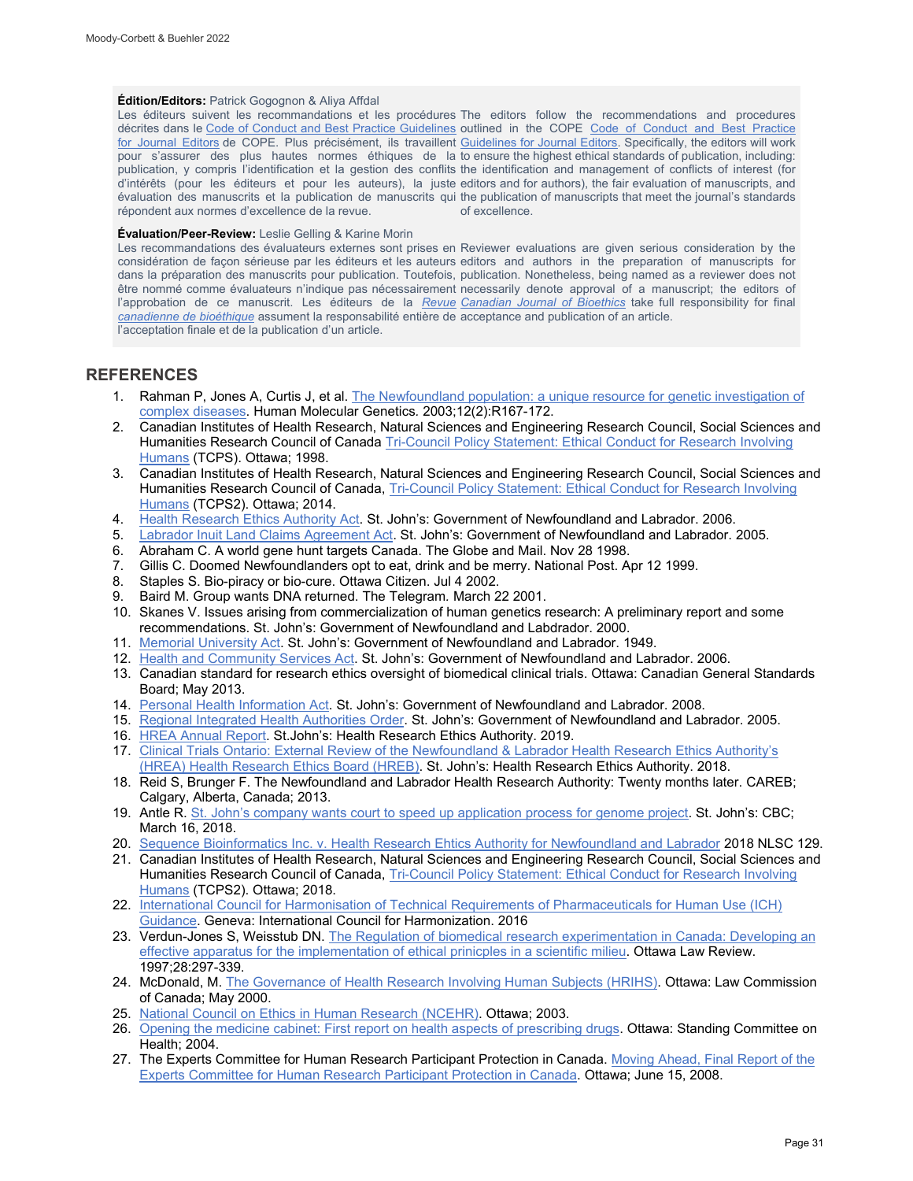**Édition/Editors:** Patrick Gogognon & Aliya Affdal

Les éditeurs suivent les recommandations et les procédures décrites dans le Code of Conduct and Best Practice Guidelines for Journal Editors de COPE. Plus précisément, ils travaillent pour s'assurer des plus hautes normes éthiques de la publication, y compris l'identification et la gestion des conflits d'intérêts (pour les éditeurs et pour les auteurs), la juste évaluation des manuscrits et la publication de manuscrits qui répondent aux normes d'excellence de la revue.

The editors follow the recommendations and procedures outlined in the COPE Code of Conduct and Best Practice Guidelines for Journal Editors. Specifically, the editors will work to ensure the highest ethical standards of publication, including: the identification and management of conflicts of interest (for editors and for authors), the fair evaluation of manuscripts, and the publication of manuscripts that meet the journal's standards of excellence.

**Évaluation/Peer-Review:** Leslie Gelling & Karine Morin

Les recommandations des évaluateurs externes sont prises en considération de façon sérieuse par les éditeurs et les auteurs dans la préparation des manuscrits pour publication. Toutefois, être nommé comme évaluateurs n'indique pas nécessairement l'approbation de ce manuscrit. Les éditeurs de la *Revue canadienne de bioéthique* assument la responsabilité entière de l'acceptation finale et de la publication d'un article.

Reviewer evaluations are given serious consideration by the editors and authors in the preparation of manuscripts for publication. Nonetheless, being named as a reviewer does not necessarily denote approval of a manuscript; the editors of *Canadian Journal of Bioethics* take full responsibility for final acceptance and publication of an article.

## REFERENCES

1. Rahman P, Jones A, Curtis J, et al. The Newfoundland population: a unique resource for genetic investigation of complex diseases. Human Molecular Genetics. 2003;12(2):R167-172.
2. Canadian Institutes of Health Research, Natural Sciences and Engineering Research Council, Social Sciences and Humanities Research Council of Canada Tri-Council Policy Statement: Ethical Conduct for Research Involving Humans (TCPS). Ottawa; 1998.
3. Canadian Institutes of Health Research, Natural Sciences and Engineering Research Council, Social Sciences and Humanities Research Council of Canada, Tri-Council Policy Statement: Ethical Conduct for Research Involving Humans (TCPS2). Ottawa; 2014.
4. Health Research Ethics Authority Act. St. John's: Government of Newfoundland and Labrador. 2006.
5. Labrador Inuit Land Claims Agreement Act. St. John's: Government of Newfoundland and Labrador. 2005.
6. Abraham C. A world gene hunt targets Canada. The Globe and Mail. Nov 28 1998.
7. Gillis C. Doomed Newfoundlanders opt to eat, drink and be merry. National Post. Apr 12 1999.
8. Staples S. Bio-piracy or bio-cure. Ottawa Citizen. Jul 4 2002.
9. Baird M. Group wants DNA returned. The Telegram. March 22 2001.
10. Skanes V. Issues arising from commercialization of human genetics research: A preliminary report and some recommendations. St. John's: Government of Newfoundland and Labdrador. 2000.
11. Memorial University Act. St. John's: Government of Newfoundland and Labrador. 1949.
12. Health and Community Services Act. St. John's: Government of Newfoundland and Labrador. 2006.
13. Canadian standard for research ethics oversight of biomedical clinical trials. Ottawa: Canadian General Standards Board; May 2013.
14. Personal Health Information Act. St. John's: Government of Newfoundland and Labrador. 2008.
15. Regional Integrated Health Authorities Order. St. John's: Government of Newfoundland and Labrador. 2005.
16. HREA Annual Report. St.John's: Health Research Ethics Authority. 2019.
17. Clinical Trials Ontario: External Review of the Newfoundland & Labrador Health Research Ethics Authority's (HREA) Health Research Ethics Board (HREB). St. John's: Health Research Ethics Authority. 2018.
18. Reid S, Brunger F. The Newfoundland and Labrador Health Research Authority: Twenty months later. CAREB; Calgary, Alberta, Canada; 2013.
19. Antle R. St. John's company wants court to speed up application process for genome project. St. John's: CBC; March 16, 2018.
20. Sequence Bioinformatics Inc. v. Health Research Ehtics Authority for Newfoundland and Labrador 2018 NLSC 129.
21. Canadian Institutes of Health Research, Natural Sciences and Engineering Research Council, Social Sciences and Humanities Research Council of Canada, Tri-Council Policy Statement: Ethical Conduct for Research Involving Humans (TCPS2). Ottawa; 2018.
22. International Council for Harmonisation of Technical Requirements of Pharmaceuticals for Human Use (ICH) Guidance. Geneva: International Council for Harmonization. 2016
23. Verdun-Jones S, Weisstub DN. The Regulation of biomedical research experimentation in Canada: Developing an effective apparatus for the implementation of ethical prinicples in a scientific milieu. Ottawa Law Review. 1997;28:297-339.
24. McDonald, M. The Governance of Health Research Involving Human Subjects (HRIHS). Ottawa: Law Commission of Canada; May 2000.
25. National Council on Ethics in Human Research (NCEHR). Ottawa; 2003.
26. Opening the medicine cabinet: First report on health aspects of prescribing drugs. Ottawa: Standing Committee on Health; 2004.
27. The Experts Committee for Human Research Participant Protection in Canada. Moving Ahead, Final Report of the Experts Committee for Human Research Participant Protection in Canada. Ottawa; June 15, 2008.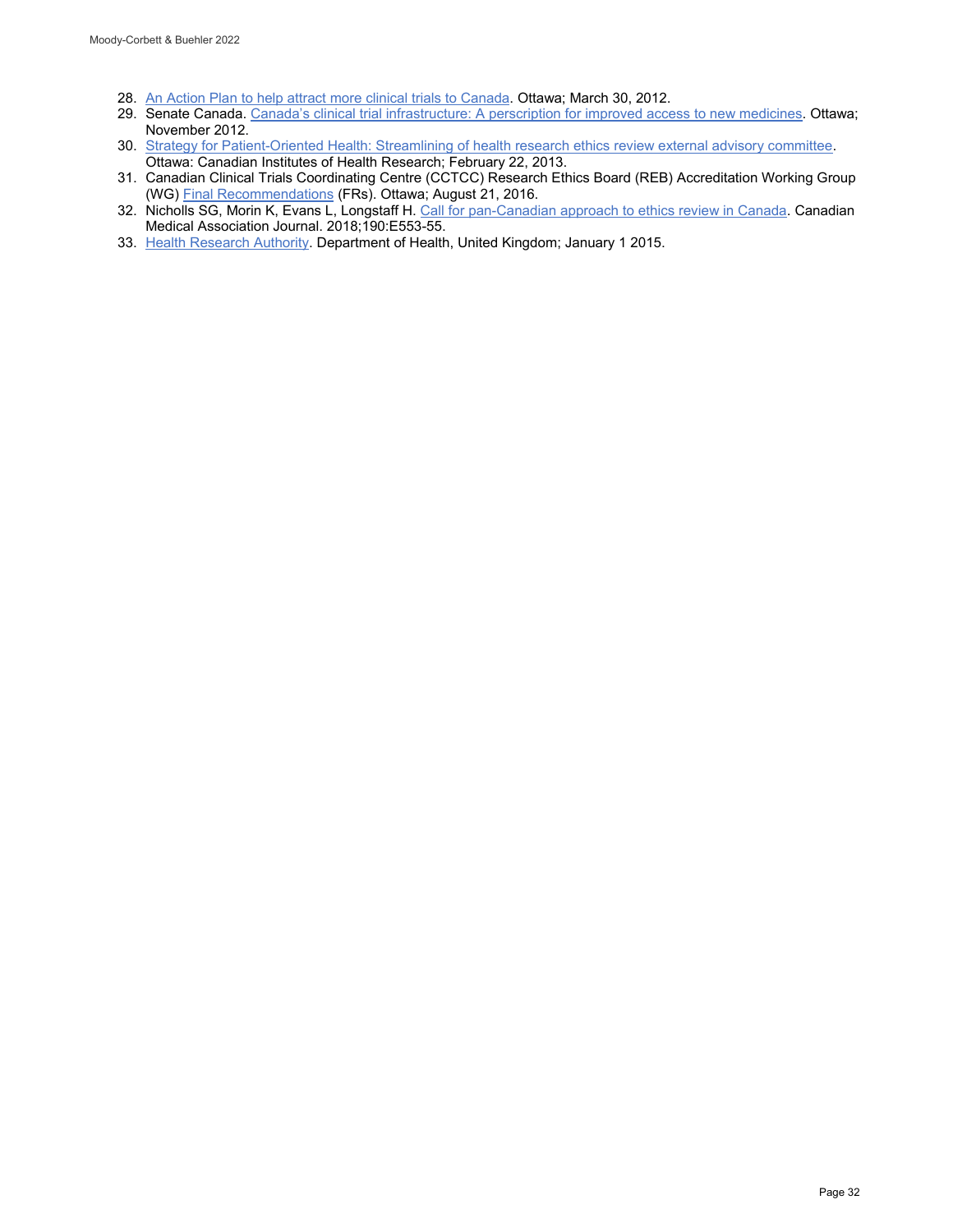28. An Action Plan to help attract more clinical trials to Canada. Ottawa; March 30, 2012.
29. Senate Canada. Canada's clinical trial infrastructure: A perscription for improved access to new medicines. Ottawa; November 2012.
30. Strategy for Patient-Oriented Health: Streamlining of health research ethics review external advisory committee. Ottawa: Canadian Institutes of Health Research; February 22, 2013.
31. Canadian Clinical Trials Coordinating Centre (CCTCC) Research Ethics Board (REB) Accreditation Working Group (WG) Final Recommendations (FRs). Ottawa; August 21, 2016.
32. Nicholls SG, Morin K, Evans L, Longstaff H. Call for pan-Canadian approach to ethics review in Canada. Canadian Medical Association Journal. 2018;190:E553-55.
33. Health Research Authority. Department of Health, United Kingdom; January 1 2015.